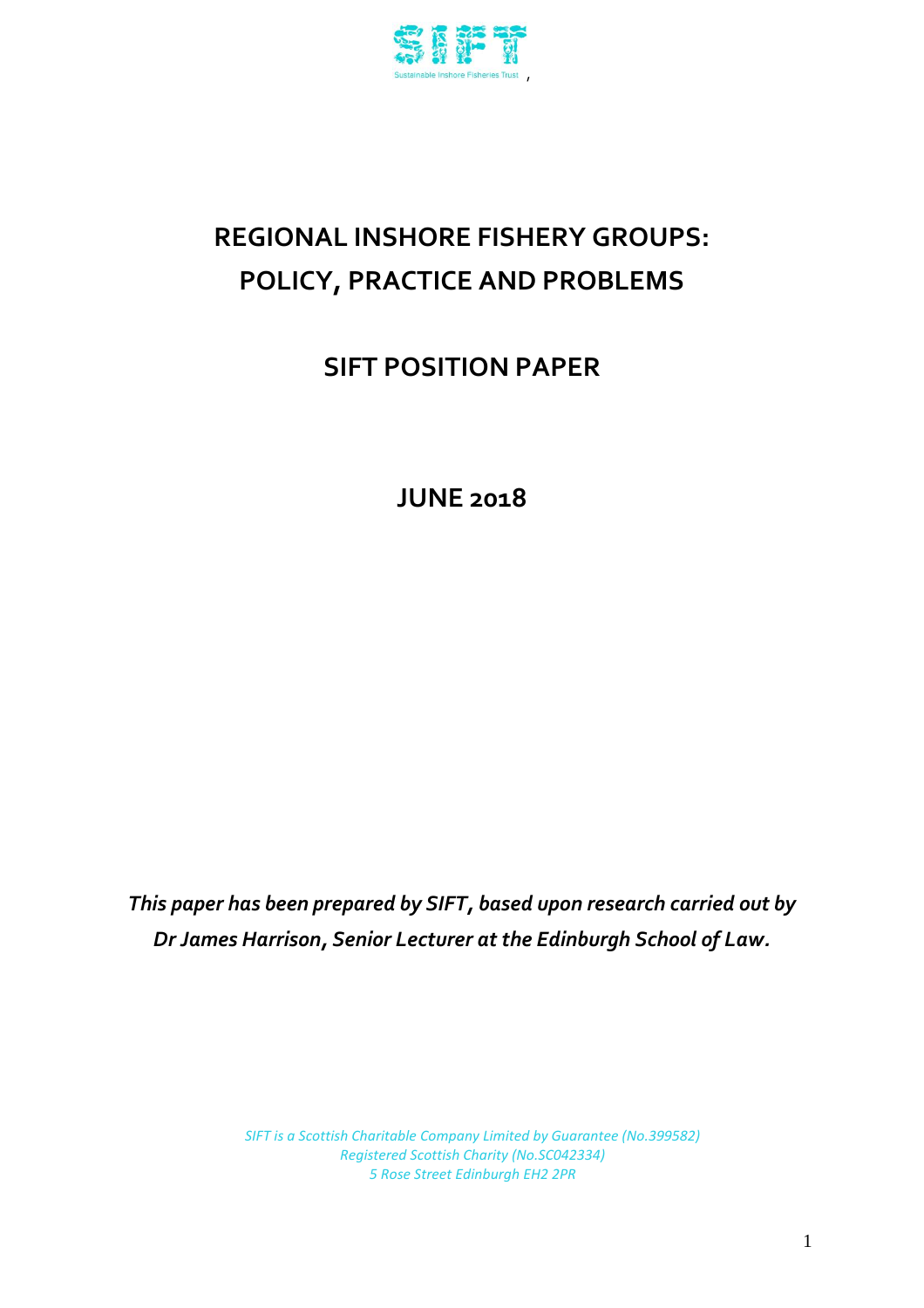Sustainable Inshore Fisheries Trust

# REGIONAL INSHORE FISHERY GROUPS: POLICY, PRACTICE AND PROBLEMS

## SIFT POSITION PAPER

## JUNE 2018

***This paper has been prepared by SIFT, based upon research carried out by Dr James Harrison, Senior Lecturer at the Edinburgh School of Law.***

*SIFT is a Scottish Charitable Company Limited by Guarantee (No.399582)*
*Registered Scottish Charity (No.SC042334)*
*5 Rose Street Edinburgh EH2 2PR*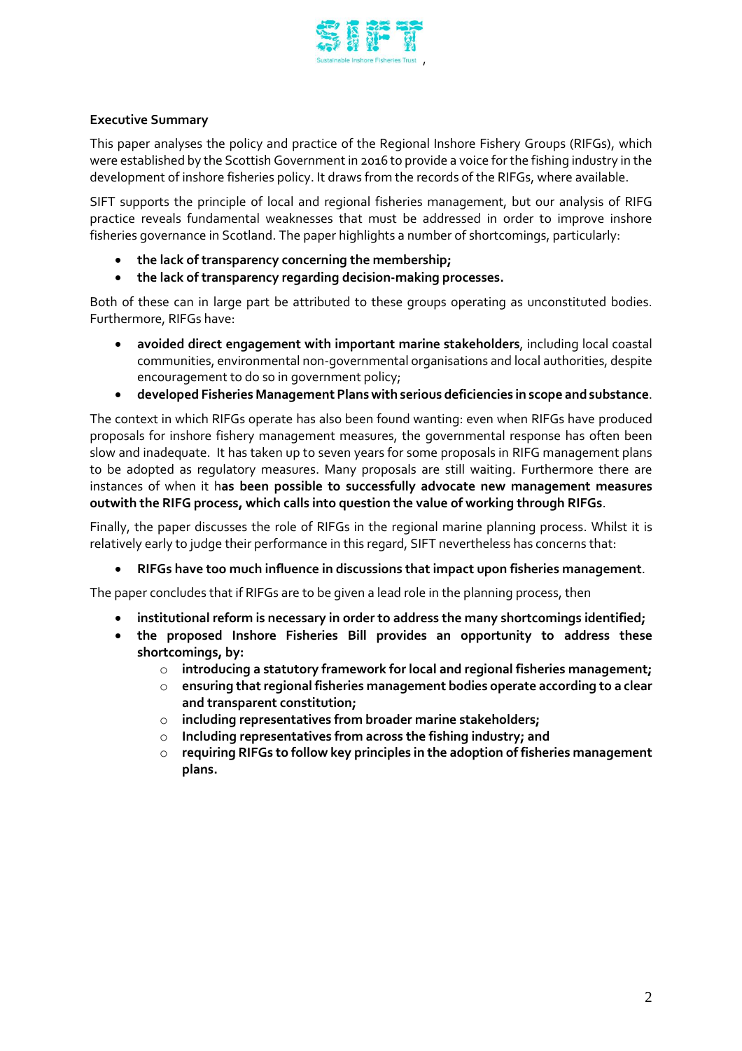**Executive Summary**

This paper analyses the policy and practice of the Regional Inshore Fishery Groups (RIFGs), which were established by the Scottish Government in 2016 to provide a voice for the fishing industry in the development of inshore fisheries policy. It draws from the records of the RIFGs, where available.

SIFT supports the principle of local and regional fisheries management, but our analysis of RIFG practice reveals fundamental weaknesses that must be addressed in order to improve inshore fisheries governance in Scotland. The paper highlights a number of shortcomings, particularly:

- **the lack of transparency concerning the membership;**
- **the lack of transparency regarding decision-making processes.**

Both of these can in large part be attributed to these groups operating as unconstituted bodies. Furthermore, RIFGs have:

- **avoided direct engagement with important marine stakeholders**, including local coastal communities, environmental non-governmental organisations and local authorities, despite encouragement to do so in government policy;
- **developed Fisheries Management Plans with serious deficiencies in scope and substance**.

The context in which RIFGs operate has also been found wanting: even when RIFGs have produced proposals for inshore fishery management measures, the governmental response has often been slow and inadequate. It has taken up to seven years for some proposals in RIFG management plans to be adopted as regulatory measures. Many proposals are still waiting. Furthermore there are instances of when it h**as been possible to successfully advocate new management measures outwith the RIFG process, which calls into question the value of working through RIFGs**.

Finally, the paper discusses the role of RIFGs in the regional marine planning process. Whilst it is relatively early to judge their performance in this regard, SIFT nevertheless has concerns that:

- **RIFGs have too much influence in discussions that impact upon fisheries management**.

The paper concludes that if RIFGs are to be given a lead role in the planning process, then

- **institutional reform is necessary in order to address the many shortcomings identified;**
- **the proposed Inshore Fisheries Bill provides an opportunity to address these shortcomings, by:**
    - **introducing a statutory framework for local and regional fisheries management;**
    - **ensuring that regional fisheries management bodies operate according to a clear and transparent constitution;**
    - **including representatives from broader marine stakeholders;**
    - **Including representatives from across the fishing industry; and**
    - **requiring RIFGs to follow key principles in the adoption of fisheries management plans.**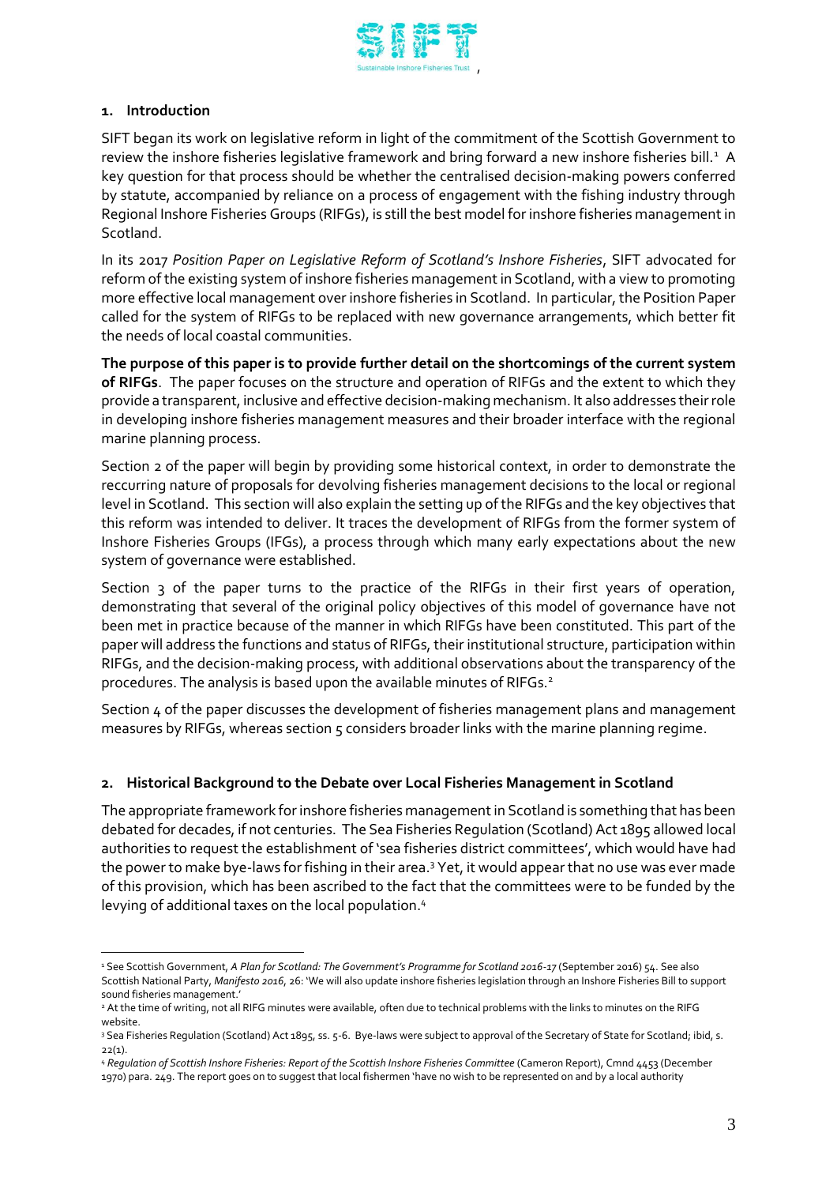## 1. Introduction

SIFT began its work on legislative reform in light of the commitment of the Scottish Government to review the inshore fisheries legislative framework and bring forward a new inshore fisheries bill.[1] A key question for that process should be whether the centralised decision-making powers conferred by statute, accompanied by reliance on a process of engagement with the fishing industry through Regional Inshore Fisheries Groups (RIFGs), is still the best model for inshore fisheries management in Scotland.

In its 2017 *Position Paper on Legislative Reform of Scotland's Inshore Fisheries*, SIFT advocated for reform of the existing system of inshore fisheries management in Scotland, with a view to promoting more effective local management over inshore fisheries in Scotland. In particular, the Position Paper called for the system of RIFGs to be replaced with new governance arrangements, which better fit the needs of local coastal communities.

**The purpose of this paper is to provide further detail on the shortcomings of the current system of RIFGs**. The paper focuses on the structure and operation of RIFGs and the extent to which they provide a transparent, inclusive and effective decision-making mechanism. It also addresses their role in developing inshore fisheries management measures and their broader interface with the regional marine planning process.

Section 2 of the paper will begin by providing some historical context, in order to demonstrate the reccurring nature of proposals for devolving fisheries management decisions to the local or regional level in Scotland. This section will also explain the setting up of the RIFGs and the key objectives that this reform was intended to deliver. It traces the development of RIFGs from the former system of Inshore Fisheries Groups (IFGs), a process through which many early expectations about the new system of governance were established.

Section 3 of the paper turns to the practice of the RIFGs in their first years of operation, demonstrating that several of the original policy objectives of this model of governance have not been met in practice because of the manner in which RIFGs have been constituted. This part of the paper will address the functions and status of RIFGs, their institutional structure, participation within RIFGs, and the decision-making process, with additional observations about the transparency of the procedures. The analysis is based upon the available minutes of RIFGs.[2]

Section 4 of the paper discusses the development of fisheries management plans and management measures by RIFGs, whereas section 5 considers broader links with the marine planning regime.

## 2. Historical Background to the Debate over Local Fisheries Management in Scotland

The appropriate framework for inshore fisheries management in Scotland is something that has been debated for decades, if not centuries. The Sea Fisheries Regulation (Scotland) Act 1895 allowed local authorities to request the establishment of 'sea fisheries district committees', which would have had the power to make bye-laws for fishing in their area.[3] Yet, it would appear that no use was ever made of this provision, which has been ascribed to the fact that the committees were to be funded by the levying of additional taxes on the local population.[4]

---

[1] See Scottish Government, *A Plan for Scotland: The Government's Programme for Scotland 2016-17* (September 2016) 54. See also Scottish National Party, *Manifesto 2016*, 26: 'We will also update inshore fisheries legislation through an Inshore Fisheries Bill to support sound fisheries management.'

[2] At the time of writing, not all RIFG minutes were available, often due to technical problems with the links to minutes on the RIFG website.

[3] Sea Fisheries Regulation (Scotland) Act 1895, ss. 5-6. Bye-laws were subject to approval of the Secretary of State for Scotland; ibid, s. 22(1).

[4] *Regulation of Scottish Inshore Fisheries: Report of the Scottish Inshore Fisheries Committee* (Cameron Report), Cmnd 4453 (December 1970) para. 249. The report goes on to suggest that local fishermen 'have no wish to be represented on and by a local authority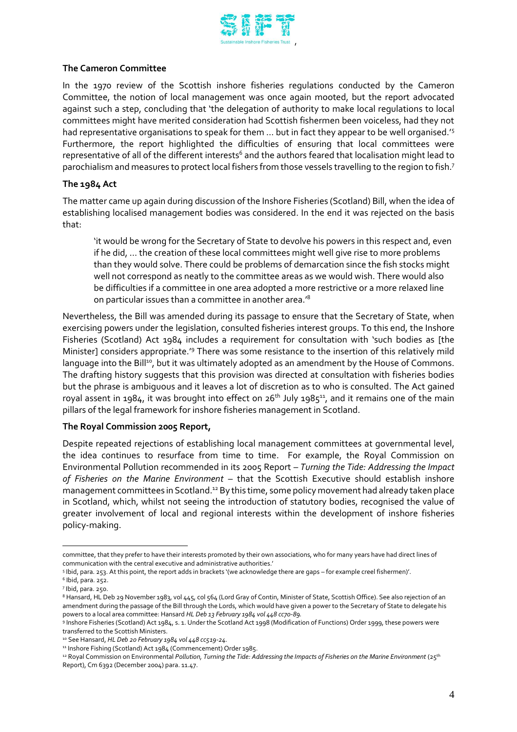### The Cameron Committee

In the 1970 review of the Scottish inshore fisheries regulations conducted by the Cameron Committee, the notion of local management was once again mooted, but the report advocated against such a step, concluding that 'the delegation of authority to make local regulations to local committees might have merited consideration had Scottish fishermen been voiceless, had they not had representative organisations to speak for them … but in fact they appear to be well organised.'[5] Furthermore, the report highlighted the difficulties of ensuring that local committees were representative of all of the different interests[6] and the authors feared that localisation might lead to parochialism and measures to protect local fishers from those vessels travelling to the region to fish.[7]

### The 1984 Act

The matter came up again during discussion of the Inshore Fisheries (Scotland) Bill, when the idea of establishing localised management bodies was considered. In the end it was rejected on the basis that:

> 'it would be wrong for the Secretary of State to devolve his powers in this respect and, even if he did, … the creation of these local committees might well give rise to more problems than they would solve. There could be problems of demarcation since the fish stocks might well not correspond as neatly to the committee areas as we would wish. There would also be difficulties if a committee in one area adopted a more restrictive or a more relaxed line on particular issues than a committee in another area.'[8]

Nevertheless, the Bill was amended during its passage to ensure that the Secretary of State, when exercising powers under the legislation, consulted fisheries interest groups. To this end, the Inshore Fisheries (Scotland) Act 1984 includes a requirement for consultation with 'such bodies as [the Minister] considers appropriate.'[9] There was some resistance to the insertion of this relatively mild language into the Bill[10], but it was ultimately adopted as an amendment by the House of Commons. The drafting history suggests that this provision was directed at consultation with fisheries bodies but the phrase is ambiguous and it leaves a lot of discretion as to who is consulted. The Act gained royal assent in 1984, it was brought into effect on 26th July 1985[11], and it remains one of the main pillars of the legal framework for inshore fisheries management in Scotland.

### The Royal Commission 2005 Report,

Despite repeated rejections of establishing local management committees at governmental level, the idea continues to resurface from time to time. For example, the Royal Commission on Environmental Pollution recommended in its 2005 Report – *Turning the Tide: Addressing the Impact of Fisheries on the Marine Environment* – that the Scottish Executive should establish inshore management committees in Scotland.[12] By this time, some policy movement had already taken place in Scotland, which, whilst not seeing the introduction of statutory bodies, recognised the value of greater involvement of local and regional interests within the development of inshore fisheries policy-making.

---

committee, that they prefer to have their interests promoted by their own associations, who for many years have had direct lines of communication with the central executive and administrative authorities.'

[5] Ibid, para. 253. At this point, the report adds in brackets '(we acknowledge there are gaps – for example creel fishermen)'.

[6] Ibid, para. 252.

[7] Ibid, para. 250.

[8] Hansard, HL Deb 29 November 1983, vol 445, col 564 (Lord Gray of Contin, Minister of State, Scottish Office). See also rejection of an amendment during the passage of the Bill through the Lords, which would have given a power to the Secretary of State to delegate his powers to a local area committee: Hansard *HL Deb 13 February 1984 vol 448 cc70-89*.

[9] Inshore Fisheries (Scotland) Act 1984, s. 1. Under the Scotland Act 1998 (Modification of Functions) Order 1999, these powers were transferred to the Scottish Ministers.

[10] See Hansard, *HL Deb 20 February 1984 vol 448 cc519-24*.

[11] Inshore Fishing (Scotland) Act 1984 (Commencement) Order 1985.

[12] Royal Commission on Environmental *Pollution, Turning the Tide: Addressing the Impacts of Fisheries on the Marine Environment* (25th Report), Cm 6392 (December 2004) para. 11.47.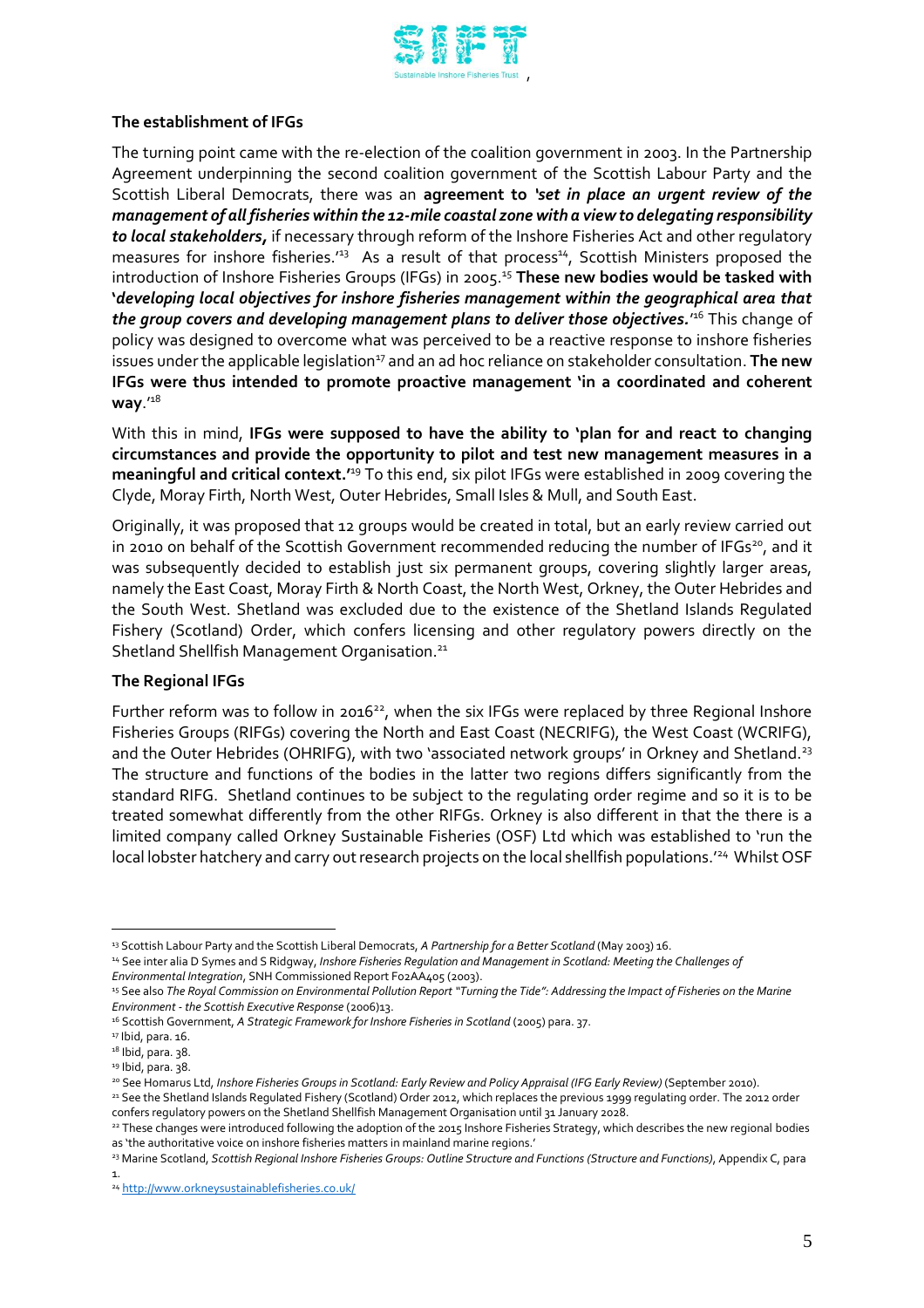### The establishment of IFGs

The turning point came with the re-election of the coalition government in 2003. In the Partnership Agreement underpinning the second coalition government of the Scottish Labour Party and the Scottish Liberal Democrats, there was an **agreement to *'set in place an urgent review of the management of all fisheries within the 12-mile coastal zone with a view to delegating responsibility to local stakeholders,*** if necessary through reform of the Inshore Fisheries Act and other regulatory measures for inshore fisheries.'[13] As a result of that process[14], Scottish Ministers proposed the introduction of Inshore Fisheries Groups (IFGs) in 2005.[15] **These new bodies would be tasked with '*developing local objectives for inshore fisheries management within the geographical area that the group covers and developing management plans to deliver those objectives.*'**[16] This change of policy was designed to overcome what was perceived to be a reactive response to inshore fisheries issues under the applicable legislation[17] and an ad hoc reliance on stakeholder consultation. **The new IFGs were thus intended to promote proactive management 'in a coordinated and coherent way**.'[18]

With this in mind, **IFGs were supposed to have the ability to 'plan for and react to changing circumstances and provide the opportunity to pilot and test new management measures in a meaningful and critical context.'**[19] To this end, six pilot IFGs were established in 2009 covering the Clyde, Moray Firth, North West, Outer Hebrides, Small Isles & Mull, and South East.

Originally, it was proposed that 12 groups would be created in total, but an early review carried out in 2010 on behalf of the Scottish Government recommended reducing the number of IFGs[20], and it was subsequently decided to establish just six permanent groups, covering slightly larger areas, namely the East Coast, Moray Firth & North Coast, the North West, Orkney, the Outer Hebrides and the South West. Shetland was excluded due to the existence of the Shetland Islands Regulated Fishery (Scotland) Order, which confers licensing and other regulatory powers directly on the Shetland Shellfish Management Organisation.[21]

### The Regional IFGs

Further reform was to follow in 2016[22], when the six IFGs were replaced by three Regional Inshore Fisheries Groups (RIFGs) covering the North and East Coast (NECRIFG), the West Coast (WCRIFG), and the Outer Hebrides (OHRIFG), with two 'associated network groups' in Orkney and Shetland.[23] The structure and functions of the bodies in the latter two regions differs significantly from the standard RIFG. Shetland continues to be subject to the regulating order regime and so it is to be treated somewhat differently from the other RIFGs. Orkney is also different in that the there is a limited company called Orkney Sustainable Fisheries (OSF) Ltd which was established to 'run the local lobster hatchery and carry out research projects on the local shellfish populations.'[24] Whilst OSF

---

[13] Scottish Labour Party and the Scottish Liberal Democrats, *A Partnership for a Better Scotland* (May 2003) 16.

[14] See inter alia D Symes and S Ridgway, *Inshore Fisheries Regulation and Management in Scotland: Meeting the Challenges of Environmental Integration*, SNH Commissioned Report F02AA405 (2003).

[15] See also *The Royal Commission on Environmental Pollution Report "Turning the Tide": Addressing the Impact of Fisheries on the Marine Environment - the Scottish Executive Response* (2006)13.

[16] Scottish Government, *A Strategic Framework for Inshore Fisheries in Scotland* (2005) para. 37.

[17] Ibid, para. 16.

[18] Ibid, para. 38.

[19] Ibid, para. 38.

[20] See Homarus Ltd, *Inshore Fisheries Groups in Scotland: Early Review and Policy Appraisal (IFG Early Review)* (September 2010).

[21] See the Shetland Islands Regulated Fishery (Scotland) Order 2012, which replaces the previous 1999 regulating order. The 2012 order confers regulatory powers on the Shetland Shellfish Management Organisation until 31 January 2028.

[22] These changes were introduced following the adoption of the 2015 Inshore Fisheries Strategy, which describes the new regional bodies as 'the authoritative voice on inshore fisheries matters in mainland marine regions.'

[23] Marine Scotland, *Scottish Regional Inshore Fisheries Groups: Outline Structure and Functions (Structure and Functions)*, Appendix C, para 1.

[24] http://www.orkneysustainablefisheries.co.uk/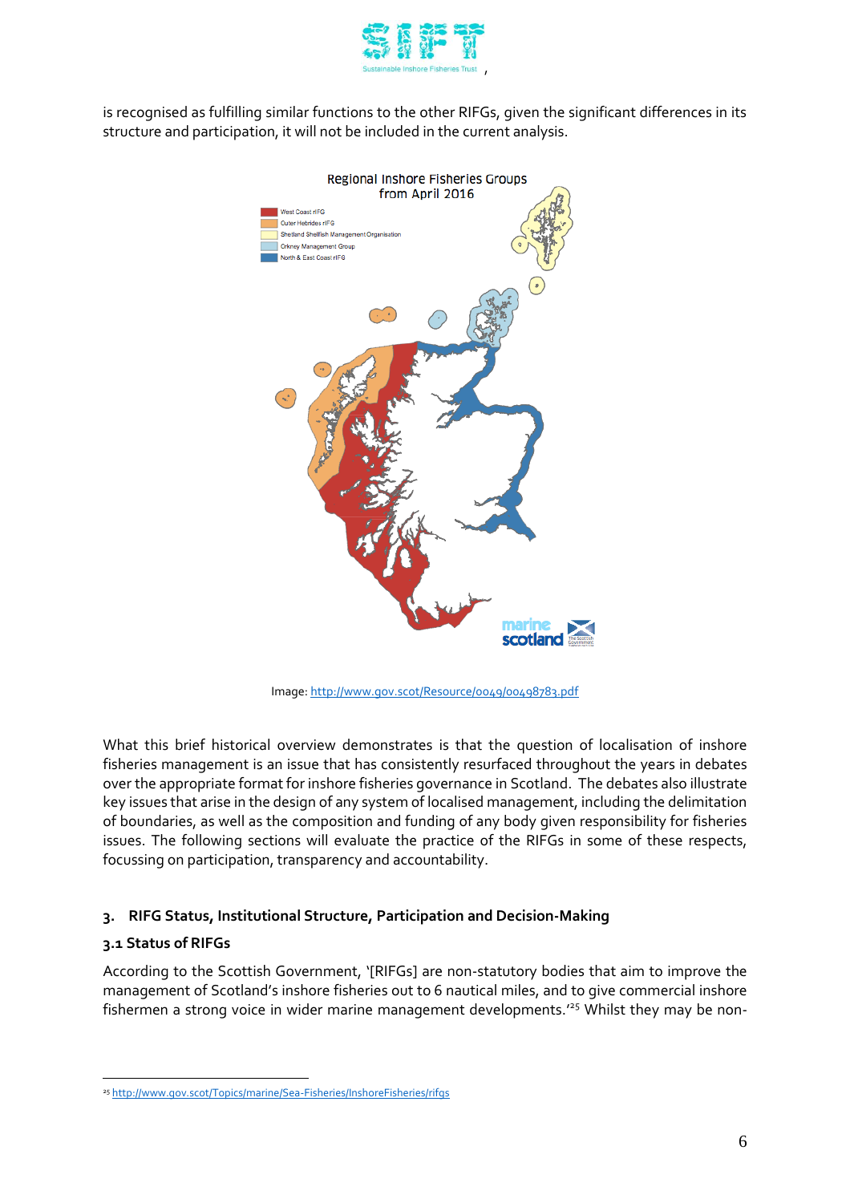is recognised as fulfilling similar functions to the other RIFGs, given the significant differences in its structure and participation, it will not be included in the current analysis.

Image: http://www.gov.scot/Resource/0049/00498783.pdf

What this brief historical overview demonstrates is that the question of localisation of inshore fisheries management is an issue that has consistently resurfaced throughout the years in debates over the appropriate format for inshore fisheries governance in Scotland. The debates also illustrate key issues that arise in the design of any system of localised management, including the delimitation of boundaries, as well as the composition and funding of any body given responsibility for fisheries issues. The following sections will evaluate the practice of the RIFGs in some of these respects, focussing on participation, transparency and accountability.

## 3. RIFG Status, Institutional Structure, Participation and Decision-Making

### 3.1 Status of RIFGs

According to the Scottish Government, '[RIFGs] are non-statutory bodies that aim to improve the management of Scotland's inshore fisheries out to 6 nautical miles, and to give commercial inshore fishermen a strong voice in wider marine management developments.'[25] Whilst they may be non-

[25] http://www.gov.scot/Topics/marine/Sea-Fisheries/InshoreFisheries/rifgs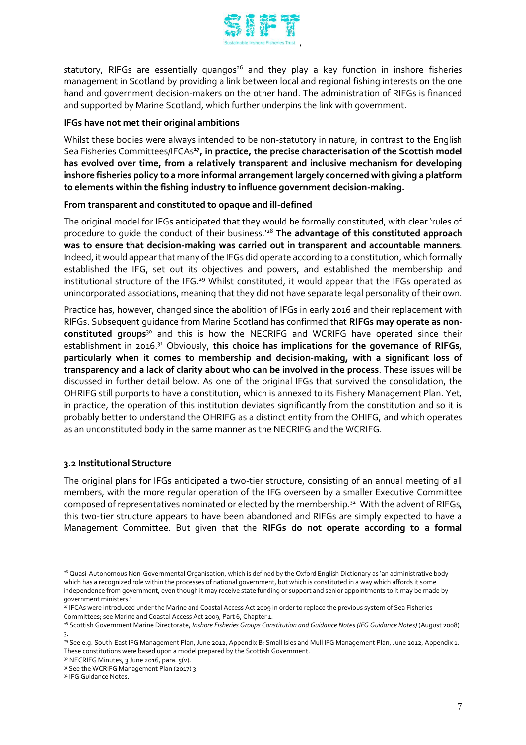statutory, RIFGs are essentially quangos[26] and they play a key function in inshore fisheries management in Scotland by providing a link between local and regional fishing interests on the one hand and government decision-makers on the other hand. The administration of RIFGs is financed and supported by Marine Scotland, which further underpins the link with government.

**IFGs have not met their original ambitions**

Whilst these bodies were always intended to be non-statutory in nature, in contrast to the English Sea Fisheries Committees/IFCAs[27]**, in practice, the precise characterisation of the Scottish model has evolved over time, from a relatively transparent and inclusive mechanism for developing inshore fisheries policy to a more informal arrangement largely concerned with giving a platform to elements within the fishing industry to influence government decision-making.**

**From transparent and constituted to opaque and ill-defined**

The original model for IFGs anticipated that they would be formally constituted, with clear 'rules of procedure to guide the conduct of their business.'[28] **The advantage of this constituted approach was to ensure that decision-making was carried out in transparent and accountable manners**. Indeed, it would appear that many of the IFGs did operate according to a constitution, which formally established the IFG, set out its objectives and powers, and established the membership and institutional structure of the IFG.[29] Whilst constituted, it would appear that the IFGs operated as unincorporated associations, meaning that they did not have separate legal personality of their own.

Practice has, however, changed since the abolition of IFGs in early 2016 and their replacement with RIFGs. Subsequent guidance from Marine Scotland has confirmed that **RIFGs may operate as non-constituted groups**[30] and this is how the NECRIFG and WCRIFG have operated since their establishment in 2016.[31] Obviously, **this choice has implications for the governance of RIFGs, particularly when it comes to membership and decision-making, with a significant loss of transparency and a lack of clarity about who can be involved in the process**. These issues will be discussed in further detail below. As one of the original IFGs that survived the consolidation, the OHRIFG still purports to have a constitution, which is annexed to its Fishery Management Plan. Yet, in practice, the operation of this institution deviates significantly from the constitution and so it is probably better to understand the OHRIFG as a distinct entity from the OHIFG, and which operates as an unconstituted body in the same manner as the NECRIFG and the WCRIFG.

### 3.2 Institutional Structure

The original plans for IFGs anticipated a two-tier structure, consisting of an annual meeting of all members, with the more regular operation of the IFG overseen by a smaller Executive Committee composed of representatives nominated or elected by the membership.[32] With the advent of RIFGs, this two-tier structure appears to have been abandoned and RIFGs are simply expected to have a Management Committee. But given that the **RIFGs do not operate according to a formal**

---

[26] Quasi-Autonomous Non-Governmental Organisation, which is defined by the Oxford English Dictionary as 'an administrative body which has a recognized role within the processes of national government, but which is constituted in a way which affords it some independence from government, even though it may receive state funding or support and senior appointments to it may be made by government ministers.'

[27] IFCAs were introduced under the Marine and Coastal Access Act 2009 in order to replace the previous system of Sea Fisheries Committees; see Marine and Coastal Access Act 2009, Part 6, Chapter 1.

[28] Scottish Government Marine Directorate, *Inshore Fisheries Groups Constitution and Guidance Notes (IFG Guidance Notes)* (August 2008) 3.

[29] See e.g. South-East IFG Management Plan, June 2012, Appendix B; Small Isles and Mull IFG Management Plan, June 2012, Appendix 1. These constitutions were based upon a model prepared by the Scottish Government.

[30] NECRIFG Minutes, 3 June 2016, para. 5(v).

[31] See the WCRIFG Management Plan (2017) 3.

[32] IFG Guidance Notes.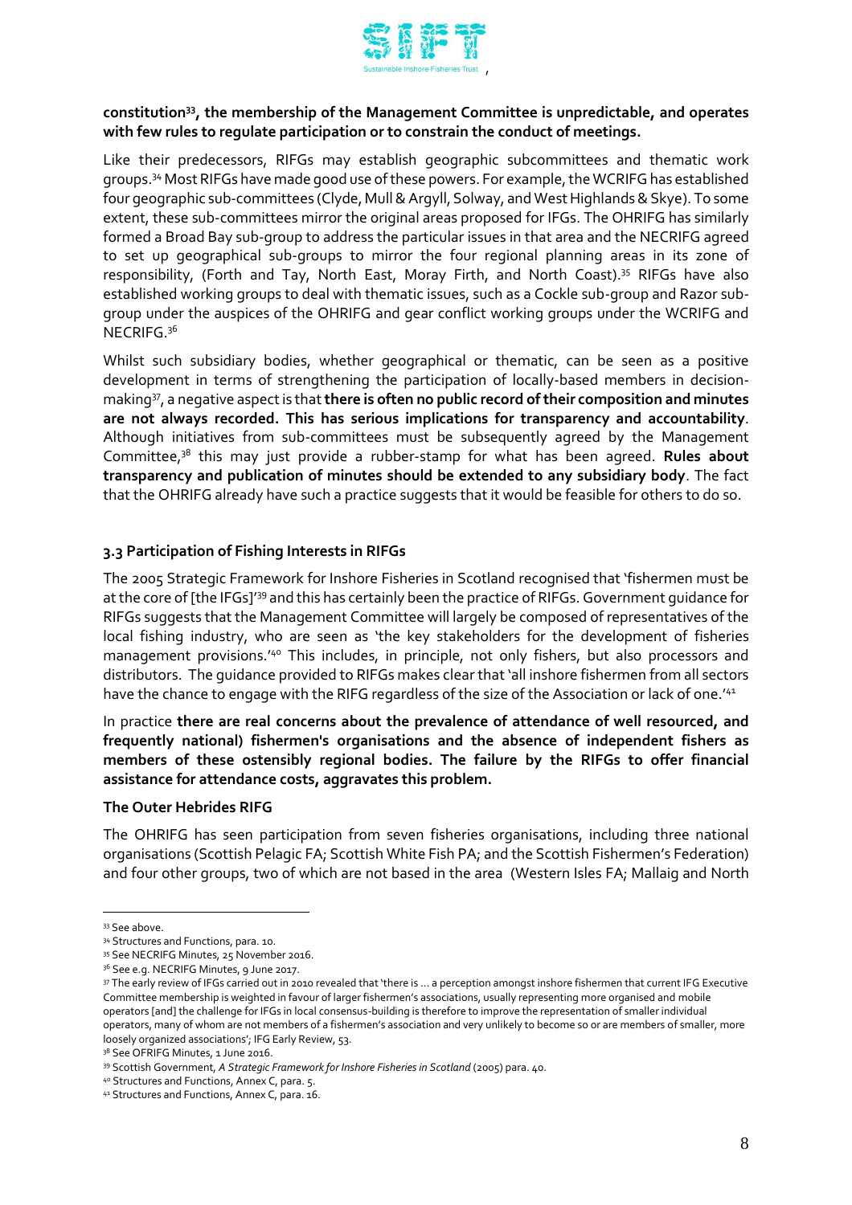**constitution[33], the membership of the Management Committee is unpredictable, and operates with few rules to regulate participation or to constrain the conduct of meetings.**

Like their predecessors, RIFGs may establish geographic subcommittees and thematic work groups.[34] Most RIFGs have made good use of these powers. For example, the WCRIFG has established four geographic sub-committees (Clyde, Mull & Argyll, Solway, and West Highlands & Skye). To some extent, these sub-committees mirror the original areas proposed for IFGs. The OHRIFG has similarly formed a Broad Bay sub-group to address the particular issues in that area and the NECRIFG agreed to set up geographical sub-groups to mirror the four regional planning areas in its zone of responsibility, (Forth and Tay, North East, Moray Firth, and North Coast).[35] RIFGs have also established working groups to deal with thematic issues, such as a Cockle sub-group and Razor sub-group under the auspices of the OHRIFG and gear conflict working groups under the WCRIFG and NECRIFG.[36]

Whilst such subsidiary bodies, whether geographical or thematic, can be seen as a positive development in terms of strengthening the participation of locally-based members in decision-making[37], a negative aspect is that **there is often no public record of their composition and minutes are not always recorded. This has serious implications for transparency and accountability**. Although initiatives from sub-committees must be subsequently agreed by the Management Committee,[38] this may just provide a rubber-stamp for what has been agreed. **Rules about transparency and publication of minutes should be extended to any subsidiary body**. The fact that the OHRIFG already have such a practice suggests that it would be feasible for others to do so.

### 3.3 Participation of Fishing Interests in RIFGs

The 2005 Strategic Framework for Inshore Fisheries in Scotland recognised that 'fishermen must be at the core of [the IFGs]'[39] and this has certainly been the practice of RIFGs. Government guidance for RIFGs suggests that the Management Committee will largely be composed of representatives of the local fishing industry, who are seen as 'the key stakeholders for the development of fisheries management provisions.'[40] This includes, in principle, not only fishers, but also processors and distributors. The guidance provided to RIFGs makes clear that 'all inshore fishermen from all sectors have the chance to engage with the RIFG regardless of the size of the Association or lack of one.'[41]

In practice **there are real concerns about the prevalence of attendance of well resourced, and frequently national) fishermen's organisations and the absence of independent fishers as members of these ostensibly regional bodies. The failure by the RIFGs to offer financial assistance for attendance costs, aggravates this problem.**

**The Outer Hebrides RIFG**

The OHRIFG has seen participation from seven fisheries organisations, including three national organisations (Scottish Pelagic FA; Scottish White Fish PA; and the Scottish Fishermen's Federation) and four other groups, two of which are not based in the area (Western Isles FA; Mallaig and North

---

[33] See above.

[34] Structures and Functions, para. 10.

[35] See NECRIFG Minutes, 25 November 2016.

[36] See e.g. NECRIFG Minutes, 9 June 2017.

[37] The early review of IFGs carried out in 2010 revealed that 'there is … a perception amongst inshore fishermen that current IFG Executive Committee membership is weighted in favour of larger fishermen's associations, usually representing more organised and mobile operators [and] the challenge for IFGs in local consensus-building is therefore to improve the representation of smaller individual operators, many of whom are not members of a fishermen's association and very unlikely to become so or are members of smaller, more loosely organized associations'; IFG Early Review, 53.

[38] See OFRIFG Minutes, 1 June 2016.

[39] Scottish Government, *A Strategic Framework for Inshore Fisheries in Scotland* (2005) para. 40.

[40] Structures and Functions, Annex C, para. 5.

[41] Structures and Functions, Annex C, para. 16.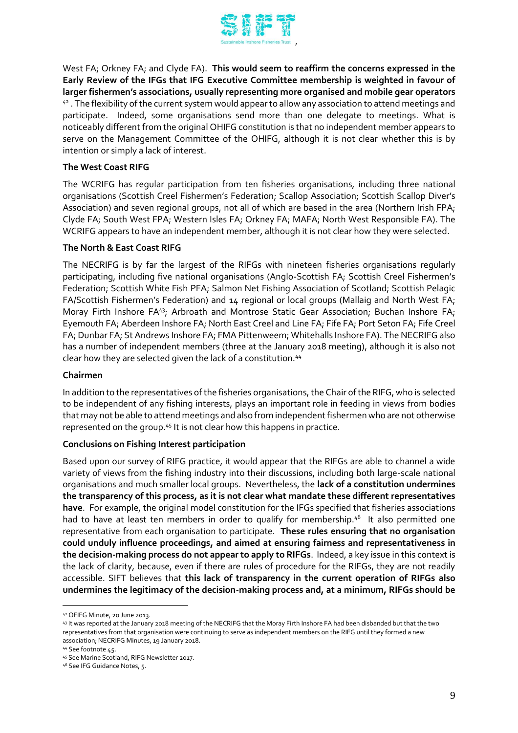West FA; Orkney FA; and Clyde FA). **This would seem to reaffirm the concerns expressed in the Early Review of the IFGs that IFG Executive Committee membership is weighted in favour of larger fishermen's associations, usually representing more organised and mobile gear operators** [42]. The flexibility of the current system would appear to allow any association to attend meetings and participate. Indeed, some organisations send more than one delegate to meetings. What is noticeably different from the original OHIFG constitution is that no independent member appears to serve on the Management Committee of the OHIFG, although it is not clear whether this is by intention or simply a lack of interest.

**The West Coast RIFG**

The WCRIFG has regular participation from ten fisheries organisations, including three national organisations (Scottish Creel Fishermen's Federation; Scallop Association; Scottish Scallop Diver's Association) and seven regional groups, not all of which are based in the area (Northern Irish FPA; Clyde FA; South West FPA; Western Isles FA; Orkney FA; MAFA; North West Responsible FA). The WCRIFG appears to have an independent member, although it is not clear how they were selected.

**The North & East Coast RIFG**

The NECRIFG is by far the largest of the RIFGs with nineteen fisheries organisations regularly participating, including five national organisations (Anglo-Scottish FA; Scottish Creel Fishermen's Federation; Scottish White Fish PFA; Salmon Net Fishing Association of Scotland; Scottish Pelagic FA/Scottish Fishermen's Federation) and 14 regional or local groups (Mallaig and North West FA; Moray Firth Inshore FA[43]; Arbroath and Montrose Static Gear Association; Buchan Inshore FA; Eyemouth FA; Aberdeen Inshore FA; North East Creel and Line FA; Fife FA; Port Seton FA; Fife Creel FA; Dunbar FA; St Andrews Inshore FA; FMA Pittenweem; Whitehalls Inshore FA). The NECRIFG also has a number of independent members (three at the January 2018 meeting), although it is also not clear how they are selected given the lack of a constitution.[44]

**Chairmen**

In addition to the representatives of the fisheries organisations, the Chair of the RIFG, who is selected to be independent of any fishing interests, plays an important role in feeding in views from bodies that may not be able to attend meetings and also from independent fishermen who are not otherwise represented on the group.[45] It is not clear how this happens in practice.

**Conclusions on Fishing Interest participation**

Based upon our survey of RIFG practice, it would appear that the RIFGs are able to channel a wide variety of views from the fishing industry into their discussions, including both large-scale national organisations and much smaller local groups. Nevertheless, the **lack of a constitution undermines the transparency of this process, as it is not clear what mandate these different representatives have**. For example, the original model constitution for the IFGs specified that fisheries associations had to have at least ten members in order to qualify for membership.[46] It also permitted one representative from each organisation to participate. **These rules ensuring that no organisation could unduly influence proceedings, and aimed at ensuring fairness and representativeness in the decision-making process do not appear to apply to RIFGs**. Indeed, a key issue in this context is the lack of clarity, because, even if there are rules of procedure for the RIFGs, they are not readily accessible. SIFT believes that **this lack of transparency in the current operation of RIFGs also undermines the legitimacy of the decision-making process and, at a minimum, RIFGs should be**

---

[42] OFIFG Minute, 20 June 2013.

[43] It was reported at the January 2018 meeting of the NECRIFG that the Moray Firth Inshore FA had been disbanded but that the two representatives from that organisation were continuing to serve as independent members on the RIFG until they formed a new association; NECRIFG Minutes, 19 January 2018.

[44] See footnote 45.

[45] See Marine Scotland, RIFG Newsletter 2017.

[46] See IFG Guidance Notes, 5.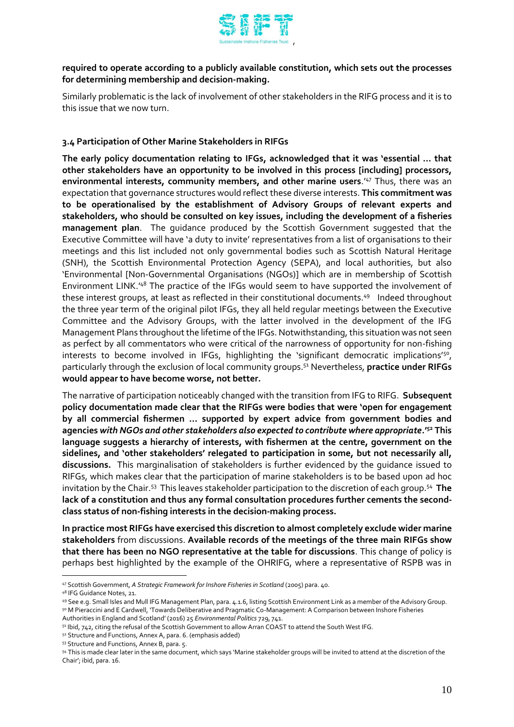**required to operate according to a publicly available constitution, which sets out the processes for determining membership and decision-making.**

Similarly problematic is the lack of involvement of other stakeholders in the RIFG process and it is to this issue that we now turn.

### 3.4 Participation of Other Marine Stakeholders in RIFGs

**The early policy documentation relating to IFGs, acknowledged that it was 'essential … that other stakeholders have an opportunity to be involved in this process [including] processors, environmental interests, community members, and other marine users**.'[47] Thus, there was an expectation that governance structures would reflect these diverse interests. **This commitment was to be operationalised by the establishment of Advisory Groups of relevant experts and stakeholders, who should be consulted on key issues, including the development of a fisheries management plan**. The guidance produced by the Scottish Government suggested that the Executive Committee will have 'a duty to invite' representatives from a list of organisations to their meetings and this list included not only governmental bodies such as Scottish Natural Heritage (SNH), the Scottish Environmental Protection Agency (SEPA), and local authorities, but also 'Environmental [Non-Governmental Organisations (NGOs)] which are in membership of Scottish Environment LINK.'[48] The practice of the IFGs would seem to have supported the involvement of these interest groups, at least as reflected in their constitutional documents.[49] Indeed throughout the three year term of the original pilot IFGs, they all held regular meetings between the Executive Committee and the Advisory Groups, with the latter involved in the development of the IFG Management Plans throughout the lifetime of the IFGs. Notwithstanding, this situation was not seen as perfect by all commentators who were critical of the narrowness of opportunity for non-fishing interests to become involved in IFGs, highlighting the 'significant democratic implications'[50], particularly through the exclusion of local community groups.[51] Nevertheless, **practice under RIFGs would appear to have become worse, not better.**

The narrative of participation noticeably changed with the transition from IFG to RIFG. **Subsequent policy documentation made clear that the RIFGs were bodies that were 'open for engagement by all commercial fishermen … supported by expert advice from government bodies and agencies *with NGOs and other stakeholders also expected to contribute where appropriate*.'[52] This language suggests a hierarchy of interests, with fishermen at the centre, government on the sidelines, and 'other stakeholders' relegated to participation in some, but not necessarily all, discussions.** This marginalisation of stakeholders is further evidenced by the guidance issued to RIFGs, which makes clear that the participation of marine stakeholders is to be based upon ad hoc invitation by the Chair.[53] This leaves stakeholder participation to the discretion of each group.[54] **The lack of a constitution and thus any formal consultation procedures further cements the second-class status of non-fishing interests in the decision-making process.**

**In practice most RIFGs have exercised this discretion to almost completely exclude wider marine stakeholders** from discussions. **Available records of the meetings of the three main RIFGs show that there has been no NGO representative at the table for discussions**. This change of policy is perhaps best highlighted by the example of the OHRIFG, where a representative of RSPB was in

---

[47] Scottish Government, *A Strategic Framework for Inshore Fisheries in Scotland* (2005) para. 40.

[48] IFG Guidance Notes, 21.

[49] See e.g. Small Isles and Mull IFG Management Plan, para. 4.1.6, listing Scottish Environment Link as a member of the Advisory Group.

[50] M Pieraccini and E Cardwell, 'Towards Deliberative and Pragmatic Co-Management: A Comparison between Inshore Fisheries Authorities in England and Scotland' (2016) 25 *Environmental Politics* 729, 741.

[51] Ibid, 742, citing the refusal of the Scottish Government to allow Arran COAST to attend the South West IFG.

[52] Structure and Functions, Annex A, para. 6. (emphasis added)

[53] Structure and Functions, Annex B, para. 5.

[54] This is made clear later in the same document, which says 'Marine stakeholder groups will be invited to attend at the discretion of the Chair'; ibid, para. 16.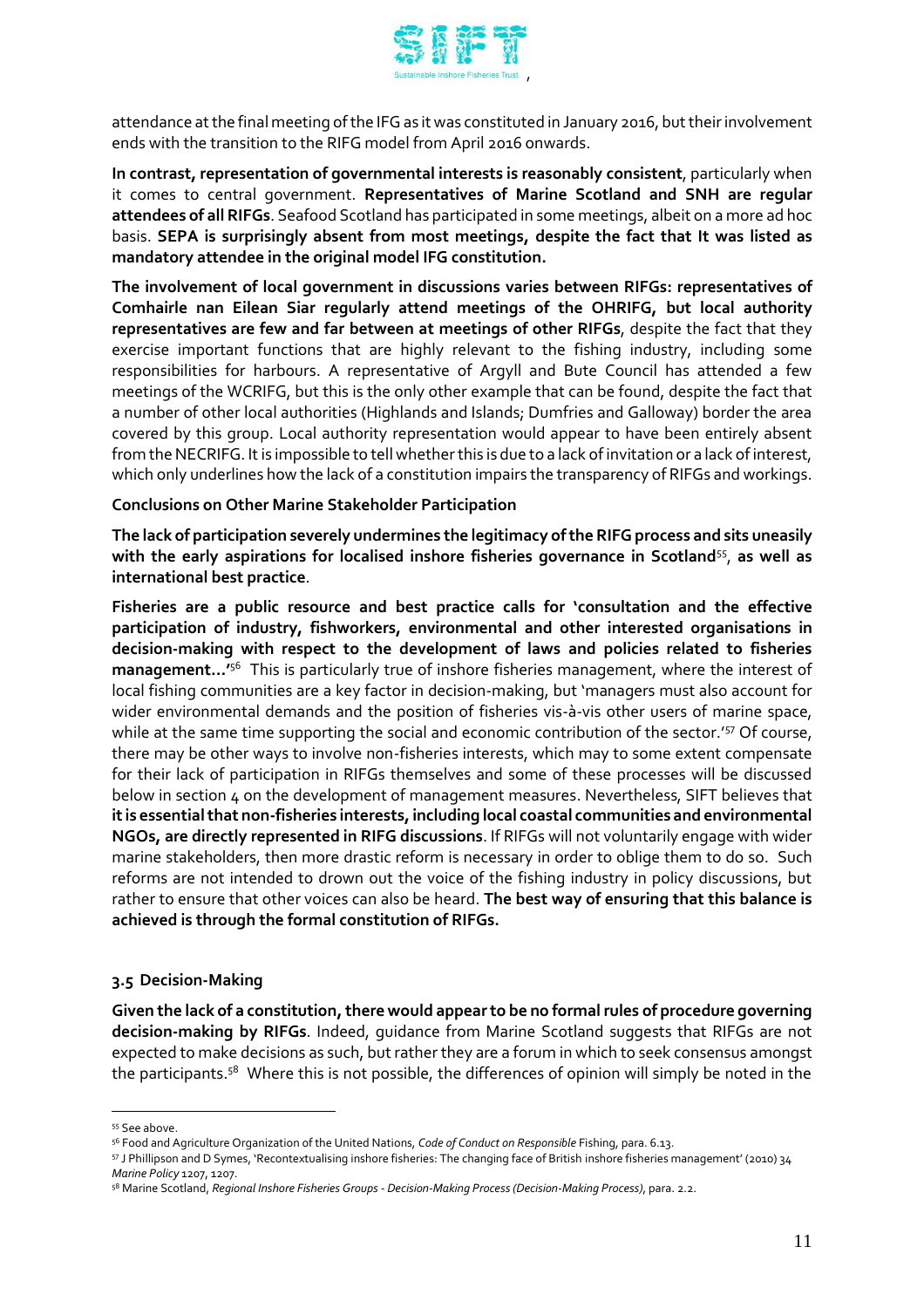attendance at the final meeting of the IFG as it was constituted in January 2016, but their involvement ends with the transition to the RIFG model from April 2016 onwards.

**In contrast, representation of governmental interests is reasonably consistent**, particularly when it comes to central government. **Representatives of Marine Scotland and SNH are regular attendees of all RIFGs**. Seafood Scotland has participated in some meetings, albeit on a more ad hoc basis. **SEPA is surprisingly absent from most meetings, despite the fact that It was listed as mandatory attendee in the original model IFG constitution.**

**The involvement of local government in discussions varies between RIFGs: representatives of Comhairle nan Eilean Siar regularly attend meetings of the OHRIFG, but local authority representatives are few and far between at meetings of other RIFGs**, despite the fact that they exercise important functions that are highly relevant to the fishing industry, including some responsibilities for harbours. A representative of Argyll and Bute Council has attended a few meetings of the WCRIFG, but this is the only other example that can be found, despite the fact that a number of other local authorities (Highlands and Islands; Dumfries and Galloway) border the area covered by this group. Local authority representation would appear to have been entirely absent from the NECRIFG. It is impossible to tell whether this is due to a lack of invitation or a lack of interest, which only underlines how the lack of a constitution impairs the transparency of RIFGs and workings.

**Conclusions on Other Marine Stakeholder Participation**

**The lack of participation severely undermines the legitimacy of the RIFG process and sits uneasily with the early aspirations for localised inshore fisheries governance in Scotland**[55], **as well as international best practice**.

**Fisheries are a public resource and best practice calls for 'consultation and the effective participation of industry, fishworkers, environmental and other interested organisations in decision-making with respect to the development of laws and policies related to fisheries management…'**[56] This is particularly true of inshore fisheries management, where the interest of local fishing communities are a key factor in decision-making, but 'managers must also account for wider environmental demands and the position of fisheries vis-à-vis other users of marine space, while at the same time supporting the social and economic contribution of the sector.'[57] Of course, there may be other ways to involve non-fisheries interests, which may to some extent compensate for their lack of participation in RIFGs themselves and some of these processes will be discussed below in section 4 on the development of management measures. Nevertheless, SIFT believes that **it is essential that non-fisheries interests, including local coastal communities and environmental NGOs, are directly represented in RIFG discussions**. If RIFGs will not voluntarily engage with wider marine stakeholders, then more drastic reform is necessary in order to oblige them to do so. Such reforms are not intended to drown out the voice of the fishing industry in policy discussions, but rather to ensure that other voices can also be heard. **The best way of ensuring that this balance is achieved is through the formal constitution of RIFGs.**

### 3.5 Decision-Making

**Given the lack of a constitution, there would appear to be no formal rules of procedure governing decision-making by RIFGs**. Indeed, guidance from Marine Scotland suggests that RIFGs are not expected to make decisions as such, but rather they are a forum in which to seek consensus amongst the participants.[58] Where this is not possible, the differences of opinion will simply be noted in the

---

[55] See above.

[56] Food and Agriculture Organization of the United Nations, *Code of Conduct on Responsible* Fishing, para. 6.13.

[57] J Phillipson and D Symes, 'Recontextualising inshore fisheries: The changing face of British inshore fisheries management' (2010) 34 *Marine Policy* 1207, 1207.

[58] Marine Scotland, *Regional Inshore Fisheries Groups - Decision-Making Process (Decision-Making Process)*, para. 2.2.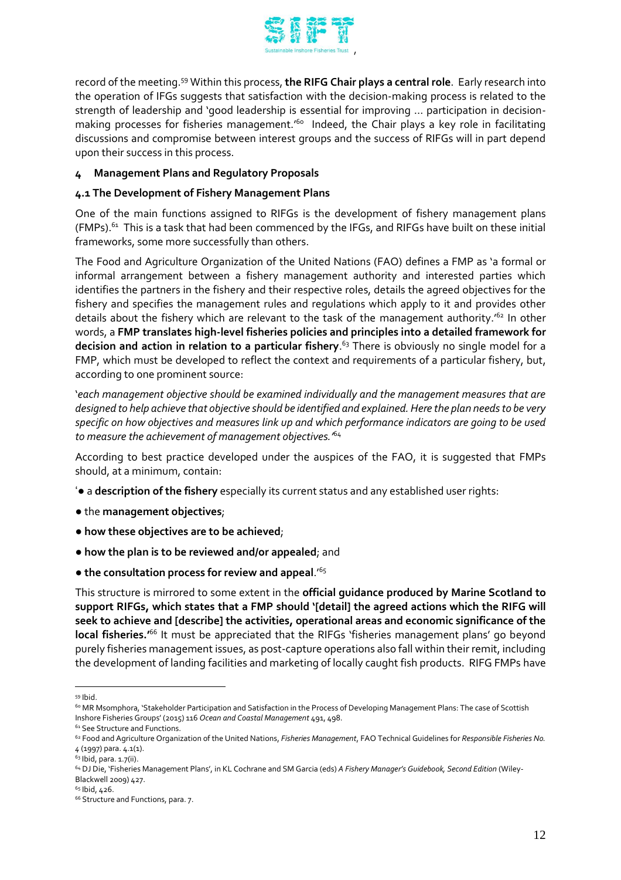record of the meeting.[59] Within this process, **the RIFG Chair plays a central role**. Early research into the operation of IFGs suggests that satisfaction with the decision-making process is related to the strength of leadership and 'good leadership is essential for improving … participation in decision-making processes for fisheries management.'[60] Indeed, the Chair plays a key role in facilitating discussions and compromise between interest groups and the success of RIFGs will in part depend upon their success in this process.

## 4 Management Plans and Regulatory Proposals

### 4.1 The Development of Fishery Management Plans

One of the main functions assigned to RIFGs is the development of fishery management plans (FMPs).[61] This is a task that had been commenced by the IFGs, and RIFGs have built on these initial frameworks, some more successfully than others.

The Food and Agriculture Organization of the United Nations (FAO) defines a FMP as 'a formal or informal arrangement between a fishery management authority and interested parties which identifies the partners in the fishery and their respective roles, details the agreed objectives for the fishery and specifies the management rules and regulations which apply to it and provides other details about the fishery which are relevant to the task of the management authority.'[62] In other words, a **FMP translates high-level fisheries policies and principles into a detailed framework for decision and action in relation to a particular fishery**.[63] There is obviously no single model for a FMP, which must be developed to reflect the context and requirements of a particular fishery, but, according to one prominent source:

'*each management objective should be examined individually and the management measures that are designed to help achieve that objective should be identified and explained. Here the plan needs to be very specific on how objectives and measures link up and which performance indicators are going to be used to measure the achievement of management objectives.'*[64]

According to best practice developed under the auspices of the FAO, it is suggested that FMPs should, at a minimum, contain:

'● a **description of the fishery** especially its current status and any established user rights:

● the **management objectives**;

● **how these objectives are to be achieved**;

● **how the plan is to be reviewed and/or appealed**; and

● **the consultation process for review and appeal**.'[65]

This structure is mirrored to some extent in the **official guidance produced by Marine Scotland to support RIFGs, which states that a FMP should '[detail] the agreed actions which the RIFG will seek to achieve and [describe] the activities, operational areas and economic significance of the local fisheries.'**[66] It must be appreciated that the RIFGs 'fisheries management plans' go beyond purely fisheries management issues, as post-capture operations also fall within their remit, including the development of landing facilities and marketing of locally caught fish products. RIFG FMPs have

---

[59] Ibid.

[60] MR Msomphora, 'Stakeholder Participation and Satisfaction in the Process of Developing Management Plans: The case of Scottish Inshore Fisheries Groups' (2015) 116 *Ocean and Coastal Management* 491, 498.

[61] See Structure and Functions.

[62] Food and Agriculture Organization of the United Nations, *Fisheries Management*, FAO Technical Guidelines for *Responsible Fisheries No. 4* (1997) para. 4.1(1).

[63] Ibid, para. 1.7(ii).

[64] DJ Die, 'Fisheries Management Plans', in KL Cochrane and SM Garcia (eds) *A Fishery Manager's Guidebook, Second Edition* (Wiley-Blackwell 2009) 427.

[65] Ibid, 426.

[66] Structure and Functions, para. 7.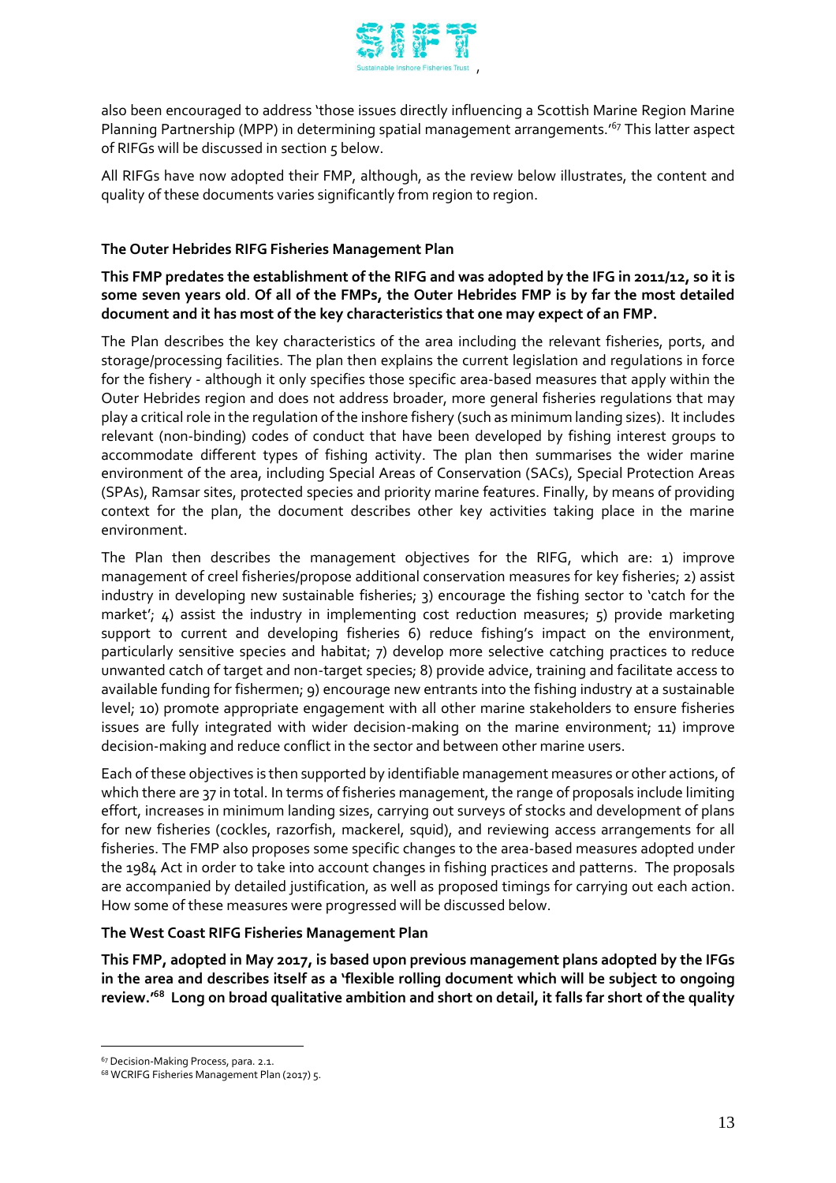also been encouraged to address 'those issues directly influencing a Scottish Marine Region Marine Planning Partnership (MPP) in determining spatial management arrangements.'[67] This latter aspect of RIFGs will be discussed in section 5 below.

All RIFGs have now adopted their FMP, although, as the review below illustrates, the content and quality of these documents varies significantly from region to region.

### The Outer Hebrides RIFG Fisheries Management Plan

**This FMP predates the establishment of the RIFG and was adopted by the IFG in 2011/12, so it is some seven years old. Of all of the FMPs, the Outer Hebrides FMP is by far the most detailed document and it has most of the key characteristics that one may expect of an FMP.**

The Plan describes the key characteristics of the area including the relevant fisheries, ports, and storage/processing facilities. The plan then explains the current legislation and regulations in force for the fishery - although it only specifies those specific area-based measures that apply within the Outer Hebrides region and does not address broader, more general fisheries regulations that may play a critical role in the regulation of the inshore fishery (such as minimum landing sizes). It includes relevant (non-binding) codes of conduct that have been developed by fishing interest groups to accommodate different types of fishing activity. The plan then summarises the wider marine environment of the area, including Special Areas of Conservation (SACs), Special Protection Areas (SPAs), Ramsar sites, protected species and priority marine features. Finally, by means of providing context for the plan, the document describes other key activities taking place in the marine environment.

The Plan then describes the management objectives for the RIFG, which are: 1) improve management of creel fisheries/propose additional conservation measures for key fisheries; 2) assist industry in developing new sustainable fisheries; 3) encourage the fishing sector to 'catch for the market'; 4) assist the industry in implementing cost reduction measures; 5) provide marketing support to current and developing fisheries 6) reduce fishing's impact on the environment, particularly sensitive species and habitat; 7) develop more selective catching practices to reduce unwanted catch of target and non-target species; 8) provide advice, training and facilitate access to available funding for fishermen; 9) encourage new entrants into the fishing industry at a sustainable level; 10) promote appropriate engagement with all other marine stakeholders to ensure fisheries issues are fully integrated with wider decision-making on the marine environment; 11) improve decision-making and reduce conflict in the sector and between other marine users.

Each of these objectives is then supported by identifiable management measures or other actions, of which there are 37 in total. In terms of fisheries management, the range of proposals include limiting effort, increases in minimum landing sizes, carrying out surveys of stocks and development of plans for new fisheries (cockles, razorfish, mackerel, squid), and reviewing access arrangements for all fisheries. The FMP also proposes some specific changes to the area-based measures adopted under the 1984 Act in order to take into account changes in fishing practices and patterns. The proposals are accompanied by detailed justification, as well as proposed timings for carrying out each action. How some of these measures were progressed will be discussed below.

### The West Coast RIFG Fisheries Management Plan

**This FMP, adopted in May 2017, is based upon previous management plans adopted by the IFGs in the area and describes itself as a 'flexible rolling document which will be subject to ongoing review.'[68] Long on broad qualitative ambition and short on detail, it falls far short of the quality**

---

[67] Decision-Making Process, para. 2.1.

[68] WCRIFG Fisheries Management Plan (2017) 5.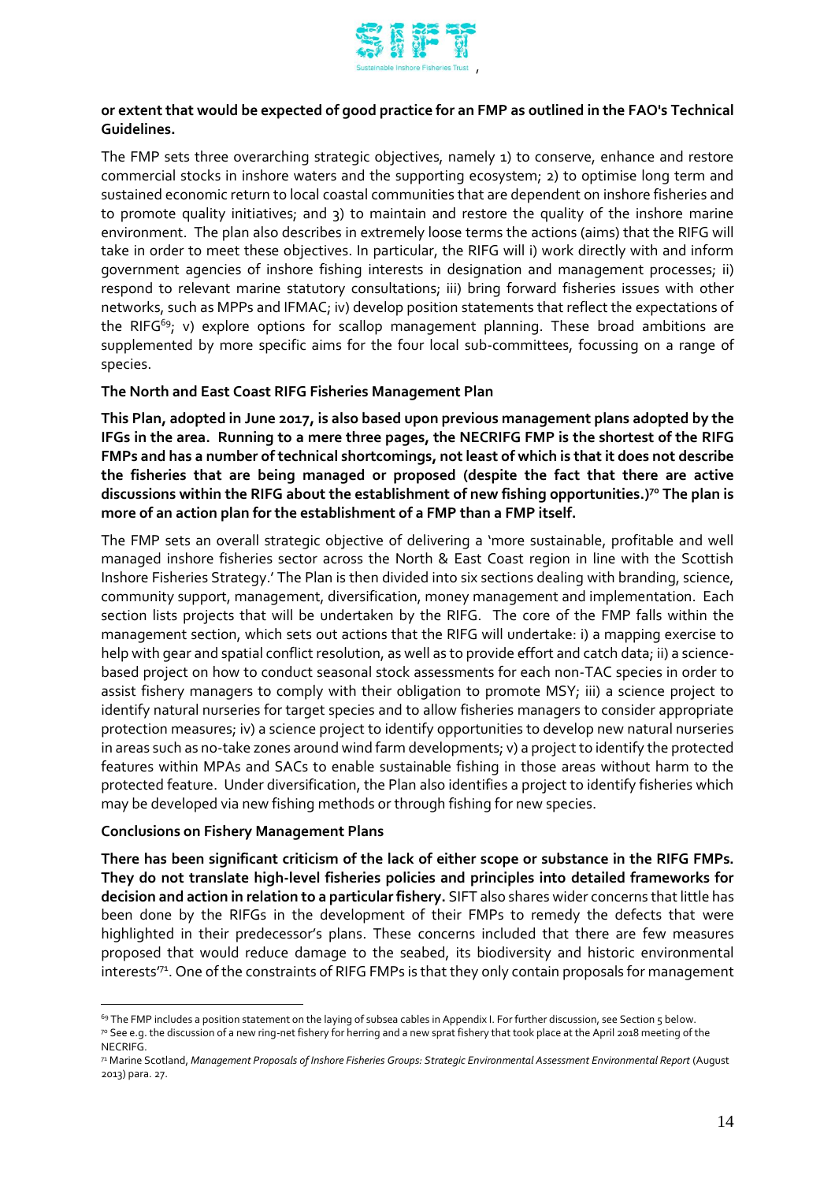**or extent that would be expected of good practice for an FMP as outlined in the FAO's Technical Guidelines.**

The FMP sets three overarching strategic objectives, namely 1) to conserve, enhance and restore commercial stocks in inshore waters and the supporting ecosystem; 2) to optimise long term and sustained economic return to local coastal communities that are dependent on inshore fisheries and to promote quality initiatives; and 3) to maintain and restore the quality of the inshore marine environment. The plan also describes in extremely loose terms the actions (aims) that the RIFG will take in order to meet these objectives. In particular, the RIFG will i) work directly with and inform government agencies of inshore fishing interests in designation and management processes; ii) respond to relevant marine statutory consultations; iii) bring forward fisheries issues with other networks, such as MPPs and IFMAC; iv) develop position statements that reflect the expectations of the RIFG[69]; v) explore options for scallop management planning. These broad ambitions are supplemented by more specific aims for the four local sub-committees, focussing on a range of species.

**The North and East Coast RIFG Fisheries Management Plan**

**This Plan, adopted in June 2017, is also based upon previous management plans adopted by the IFGs in the area. Running to a mere three pages, the NECRIFG FMP is the shortest of the RIFG FMPs and has a number of technical shortcomings, not least of which is that it does not describe the fisheries that are being managed or proposed (despite the fact that there are active discussions within the RIFG about the establishment of new fishing opportunities.)[70] The plan is more of an action plan for the establishment of a FMP than a FMP itself.**

The FMP sets an overall strategic objective of delivering a 'more sustainable, profitable and well managed inshore fisheries sector across the North & East Coast region in line with the Scottish Inshore Fisheries Strategy.' The Plan is then divided into six sections dealing with branding, science, community support, management, diversification, money management and implementation. Each section lists projects that will be undertaken by the RIFG. The core of the FMP falls within the management section, which sets out actions that the RIFG will undertake: i) a mapping exercise to help with gear and spatial conflict resolution, as well as to provide effort and catch data; ii) a science-based project on how to conduct seasonal stock assessments for each non-TAC species in order to assist fishery managers to comply with their obligation to promote MSY; iii) a science project to identify natural nurseries for target species and to allow fisheries managers to consider appropriate protection measures; iv) a science project to identify opportunities to develop new natural nurseries in areas such as no-take zones around wind farm developments; v) a project to identify the protected features within MPAs and SACs to enable sustainable fishing in those areas without harm to the protected feature. Under diversification, the Plan also identifies a project to identify fisheries which may be developed via new fishing methods or through fishing for new species.

**Conclusions on Fishery Management Plans**

**There has been significant criticism of the lack of either scope or substance in the RIFG FMPs. They do not translate high-level fisheries policies and principles into detailed frameworks for decision and action in relation to a particular fishery.** SIFT also shares wider concerns that little has been done by the RIFGs in the development of their FMPs to remedy the defects that were highlighted in their predecessor's plans. These concerns included that there are few measures proposed that would reduce damage to the seabed, its biodiversity and historic environmental interests'[71]. One of the constraints of RIFG FMPs is that they only contain proposals for management

---

[69] The FMP includes a position statement on the laying of subsea cables in Appendix I. For further discussion, see Section 5 below.

[70] See e.g. the discussion of a new ring-net fishery for herring and a new sprat fishery that took place at the April 2018 meeting of the NECRIFG.

[71] Marine Scotland, *Management Proposals of Inshore Fisheries Groups: Strategic Environmental Assessment Environmental Report* (August 2013) para. 27.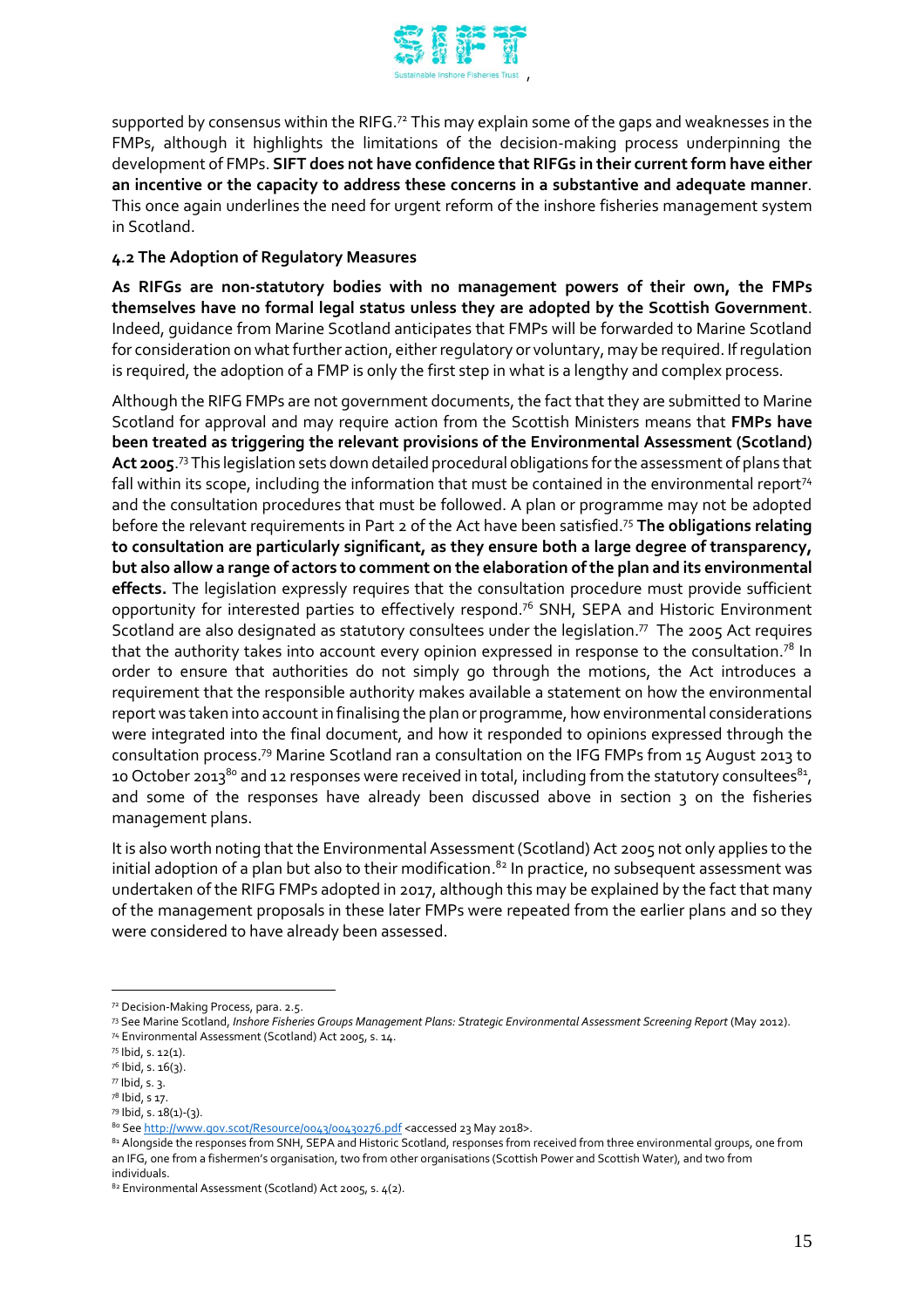supported by consensus within the RIFG.[72] This may explain some of the gaps and weaknesses in the FMPs, although it highlights the limitations of the decision-making process underpinning the development of FMPs. **SIFT does not have confidence that RIFGs in their current form have either an incentive or the capacity to address these concerns in a substantive and adequate manner**. This once again underlines the need for urgent reform of the inshore fisheries management system in Scotland.

### 4.2 The Adoption of Regulatory Measures

**As RIFGs are non-statutory bodies with no management powers of their own, the FMPs themselves have no formal legal status unless they are adopted by the Scottish Government**. Indeed, guidance from Marine Scotland anticipates that FMPs will be forwarded to Marine Scotland for consideration on what further action, either regulatory or voluntary, may be required. If regulation is required, the adoption of a FMP is only the first step in what is a lengthy and complex process.

Although the RIFG FMPs are not government documents, the fact that they are submitted to Marine Scotland for approval and may require action from the Scottish Ministers means that **FMPs have been treated as triggering the relevant provisions of the Environmental Assessment (Scotland) Act 2005**.[73] This legislation sets down detailed procedural obligations for the assessment of plans that fall within its scope, including the information that must be contained in the environmental report[74] and the consultation procedures that must be followed. A plan or programme may not be adopted before the relevant requirements in Part 2 of the Act have been satisfied.[75] **The obligations relating to consultation are particularly significant, as they ensure both a large degree of transparency, but also allow a range of actors to comment on the elaboration of the plan and its environmental effects.** The legislation expressly requires that the consultation procedure must provide sufficient opportunity for interested parties to effectively respond.[76] SNH, SEPA and Historic Environment Scotland are also designated as statutory consultees under the legislation.[77] The 2005 Act requires that the authority takes into account every opinion expressed in response to the consultation.[78] In order to ensure that authorities do not simply go through the motions, the Act introduces a requirement that the responsible authority makes available a statement on how the environmental report was taken into account in finalising the plan or programme, how environmental considerations were integrated into the final document, and how it responded to opinions expressed through the consultation process.[79] Marine Scotland ran a consultation on the IFG FMPs from 15 August 2013 to 10 October 2013[80] and 12 responses were received in total, including from the statutory consultees[81], and some of the responses have already been discussed above in section 3 on the fisheries management plans.

It is also worth noting that the Environmental Assessment (Scotland) Act 2005 not only applies to the initial adoption of a plan but also to their modification.[82] In practice, no subsequent assessment was undertaken of the RIFG FMPs adopted in 2017, although this may be explained by the fact that many of the management proposals in these later FMPs were repeated from the earlier plans and so they were considered to have already been assessed.

---

[72] Decision-Making Process, para. 2.5.

[73] See Marine Scotland, *Inshore Fisheries Groups Management Plans: Strategic Environmental Assessment Screening Report* (May 2012).

[74] Environmental Assessment (Scotland) Act 2005, s. 14.

[75] Ibid, s. 12(1).

[76] Ibid, s. 16(3).

[77] Ibid, s. 3.

[78] Ibid, s 17.

[79] Ibid, s. 18(1)-(3).

[80] See http://www.gov.scot/Resource/0043/00430276.pdf <accessed 23 May 2018>.

[81] Alongside the responses from SNH, SEPA and Historic Scotland, responses from received from three environmental groups, one from an IFG, one from a fishermen's organisation, two from other organisations (Scottish Power and Scottish Water), and two from individuals.

[82] Environmental Assessment (Scotland) Act 2005, s. 4(2).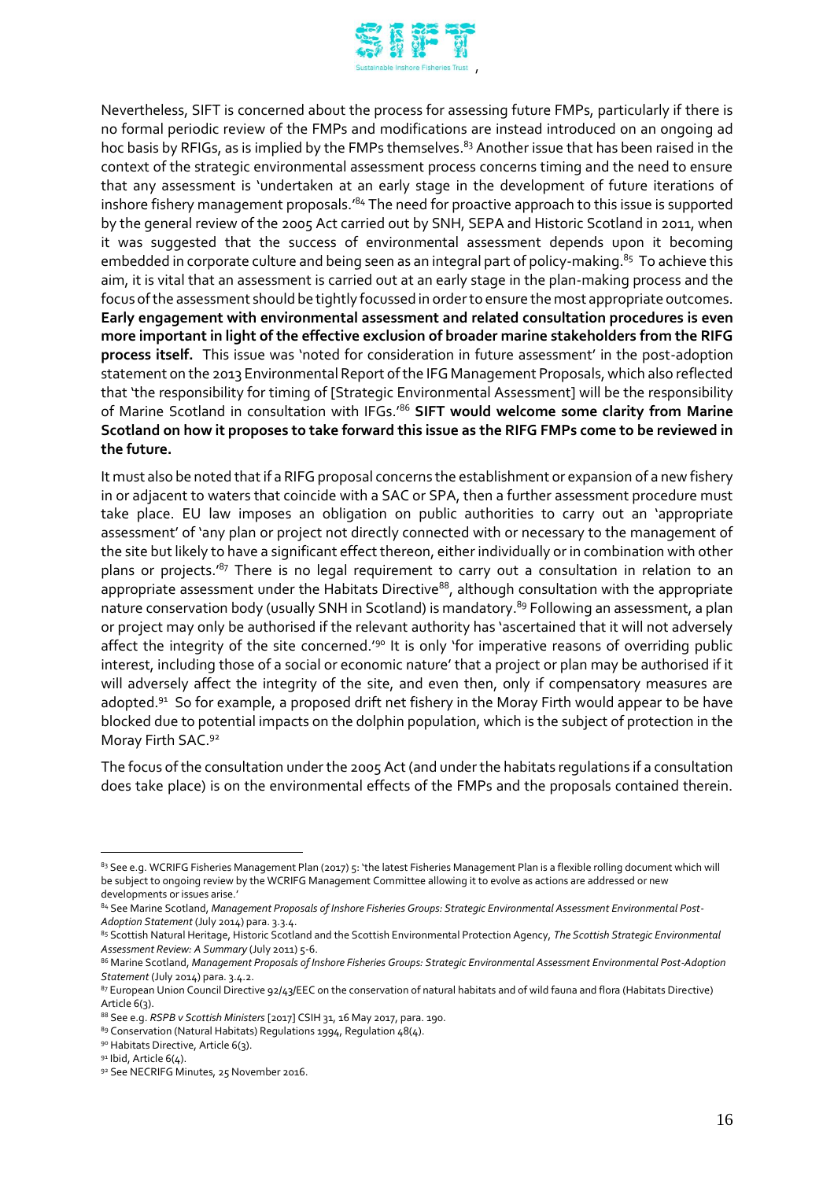Nevertheless, SIFT is concerned about the process for assessing future FMPs, particularly if there is no formal periodic review of the FMPs and modifications are instead introduced on an ongoing ad hoc basis by RFIGs, as is implied by the FMPs themselves.[83] Another issue that has been raised in the context of the strategic environmental assessment process concerns timing and the need to ensure that any assessment is 'undertaken at an early stage in the development of future iterations of inshore fishery management proposals.'[84] The need for proactive approach to this issue is supported by the general review of the 2005 Act carried out by SNH, SEPA and Historic Scotland in 2011, when it was suggested that the success of environmental assessment depends upon it becoming embedded in corporate culture and being seen as an integral part of policy-making.[85] To achieve this aim, it is vital that an assessment is carried out at an early stage in the plan-making process and the focus of the assessment should be tightly focussed in order to ensure the most appropriate outcomes. **Early engagement with environmental assessment and related consultation procedures is even more important in light of the effective exclusion of broader marine stakeholders from the RIFG process itself.** This issue was 'noted for consideration in future assessment' in the post-adoption statement on the 2013 Environmental Report of the IFG Management Proposals, which also reflected that 'the responsibility for timing of [Strategic Environmental Assessment] will be the responsibility of Marine Scotland in consultation with IFGs.'[86] **SIFT would welcome some clarity from Marine Scotland on how it proposes to take forward this issue as the RIFG FMPs come to be reviewed in the future.**

It must also be noted that if a RIFG proposal concerns the establishment or expansion of a new fishery in or adjacent to waters that coincide with a SAC or SPA, then a further assessment procedure must take place. EU law imposes an obligation on public authorities to carry out an 'appropriate assessment' of 'any plan or project not directly connected with or necessary to the management of the site but likely to have a significant effect thereon, either individually or in combination with other plans or projects.'[87] There is no legal requirement to carry out a consultation in relation to an appropriate assessment under the Habitats Directive[88], although consultation with the appropriate nature conservation body (usually SNH in Scotland) is mandatory.[89] Following an assessment, a plan or project may only be authorised if the relevant authority has 'ascertained that it will not adversely affect the integrity of the site concerned.'[90] It is only 'for imperative reasons of overriding public interest, including those of a social or economic nature' that a project or plan may be authorised if it will adversely affect the integrity of the site, and even then, only if compensatory measures are adopted.[91] So for example, a proposed drift net fishery in the Moray Firth would appear to be have blocked due to potential impacts on the dolphin population, which is the subject of protection in the Moray Firth SAC.[92]

The focus of the consultation under the 2005 Act (and under the habitats regulations if a consultation does take place) is on the environmental effects of the FMPs and the proposals contained therein.

---

[83] See e.g. WCRIFG Fisheries Management Plan (2017) 5: 'the latest Fisheries Management Plan is a flexible rolling document which will be subject to ongoing review by the WCRIFG Management Committee allowing it to evolve as actions are addressed or new developments or issues arise.'

[84] See Marine Scotland, *Management Proposals of Inshore Fisheries Groups: Strategic Environmental Assessment Environmental Post-Adoption Statement* (July 2014) para. 3.3.4.

[85] Scottish Natural Heritage, Historic Scotland and the Scottish Environmental Protection Agency, *The Scottish Strategic Environmental Assessment Review: A Summary* (July 2011) 5-6.

[86] Marine Scotland, *Management Proposals of Inshore Fisheries Groups: Strategic Environmental Assessment Environmental Post-Adoption Statement* (July 2014) para. 3.4.2.

[87] European Union Council Directive 92/43/EEC on the conservation of natural habitats and of wild fauna and flora (Habitats Directive) Article 6(3).

[88] See e.g. *RSPB v Scottish Ministers* [2017] CSIH 31, 16 May 2017, para. 190.

[89] Conservation (Natural Habitats) Regulations 1994, Regulation 48(4).

[90] Habitats Directive, Article 6(3).

[91] Ibid, Article 6(4).

[92] See NECRIFG Minutes, 25 November 2016.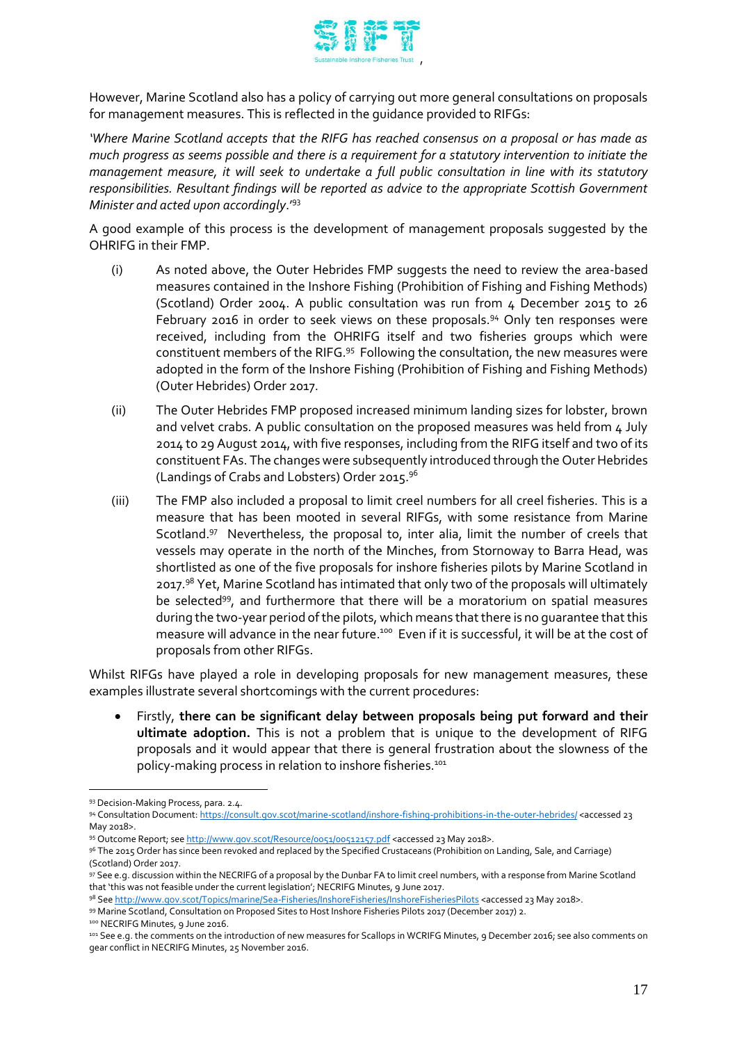However, Marine Scotland also has a policy of carrying out more general consultations on proposals for management measures. This is reflected in the guidance provided to RIFGs:

*'Where Marine Scotland accepts that the RIFG has reached consensus on a proposal or has made as much progress as seems possible and there is a requirement for a statutory intervention to initiate the management measure, it will seek to undertake a full public consultation in line with its statutory responsibilities. Resultant findings will be reported as advice to the appropriate Scottish Government Minister and acted upon accordingly*.'[93]

A good example of this process is the development of management proposals suggested by the OHRIFG in their FMP.

(i) As noted above, the Outer Hebrides FMP suggests the need to review the area-based measures contained in the Inshore Fishing (Prohibition of Fishing and Fishing Methods) (Scotland) Order 2004. A public consultation was run from 4 December 2015 to 26 February 2016 in order to seek views on these proposals.[94] Only ten responses were received, including from the OHRIFG itself and two fisheries groups which were constituent members of the RIFG.[95] Following the consultation, the new measures were adopted in the form of the Inshore Fishing (Prohibition of Fishing and Fishing Methods) (Outer Hebrides) Order 2017.

(ii) The Outer Hebrides FMP proposed increased minimum landing sizes for lobster, brown and velvet crabs. A public consultation on the proposed measures was held from 4 July 2014 to 29 August 2014, with five responses, including from the RIFG itself and two of its constituent FAs. The changes were subsequently introduced through the Outer Hebrides (Landings of Crabs and Lobsters) Order 2015.[96]

(iii) The FMP also included a proposal to limit creel numbers for all creel fisheries. This is a measure that has been mooted in several RIFGs, with some resistance from Marine Scotland.[97] Nevertheless, the proposal to, inter alia, limit the number of creels that vessels may operate in the north of the Minches, from Stornoway to Barra Head, was shortlisted as one of the five proposals for inshore fisheries pilots by Marine Scotland in 2017.[98] Yet, Marine Scotland has intimated that only two of the proposals will ultimately be selected[99], and furthermore that there will be a moratorium on spatial measures during the two-year period of the pilots, which means that there is no guarantee that this measure will advance in the near future.[100] Even if it is successful, it will be at the cost of proposals from other RIFGs.

Whilst RIFGs have played a role in developing proposals for new management measures, these examples illustrate several shortcomings with the current procedures:

- Firstly, **there can be significant delay between proposals being put forward and their ultimate adoption.** This is not a problem that is unique to the development of RIFG proposals and it would appear that there is general frustration about the slowness of the policy-making process in relation to inshore fisheries.[101]

---

[93] Decision-Making Process, para. 2.4.

[94] Consultation Document: https://consult.gov.scot/marine-scotland/inshore-fishing-prohibitions-in-the-outer-hebrides/ <accessed 23 May 2018>.

[95] Outcome Report; see http://www.gov.scot/Resource/0051/00512157.pdf <accessed 23 May 2018>.

[96] The 2015 Order has since been revoked and replaced by the Specified Crustaceans (Prohibition on Landing, Sale, and Carriage) (Scotland) Order 2017.

[97] See e.g. discussion within the NECRIFG of a proposal by the Dunbar FA to limit creel numbers, with a response from Marine Scotland that 'this was not feasible under the current legislation'; NECRIFG Minutes, 9 June 2017.

[98] See http://www.gov.scot/Topics/marine/Sea-Fisheries/InshoreFisheries/InshoreFisheriesPilots <accessed 23 May 2018>.

[99] Marine Scotland, Consultation on Proposed Sites to Host Inshore Fisheries Pilots 2017 (December 2017) 2.

[100] NECRIFG Minutes, 9 June 2016.

[101] See e.g. the comments on the introduction of new measures for Scallops in WCRIFG Minutes, 9 December 2016; see also comments on gear conflict in NECRIFG Minutes, 25 November 2016.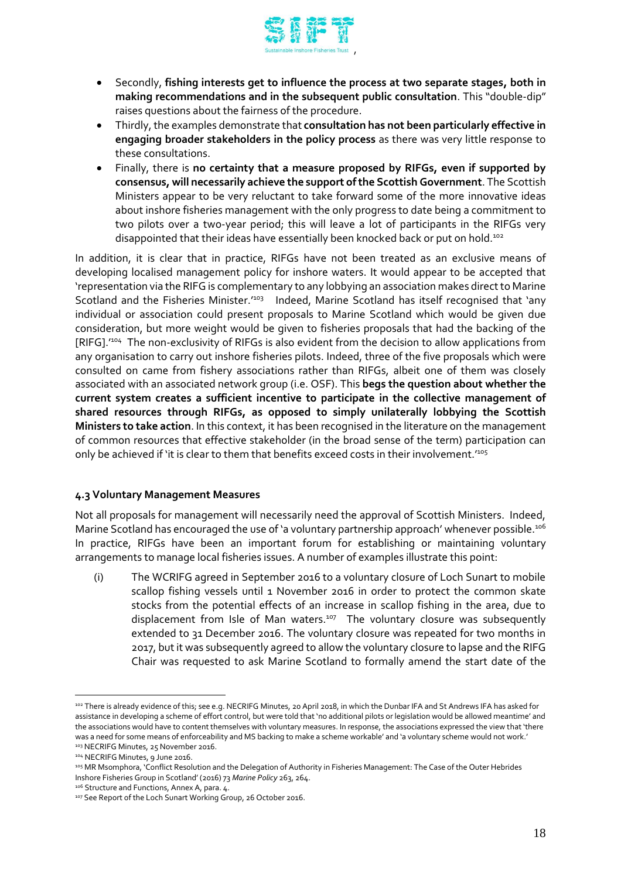- Secondly, **fishing interests get to influence the process at two separate stages, both in making recommendations and in the subsequent public consultation**. This "double-dip" raises questions about the fairness of the procedure.
- Thirdly, the examples demonstrate that **consultation has not been particularly effective in engaging broader stakeholders in the policy process** as there was very little response to these consultations.
- Finally, there is **no certainty that a measure proposed by RIFGs, even if supported by consensus, will necessarily achieve the support of the Scottish Government**. The Scottish Ministers appear to be very reluctant to take forward some of the more innovative ideas about inshore fisheries management with the only progress to date being a commitment to two pilots over a two-year period; this will leave a lot of participants in the RIFGs very disappointed that their ideas have essentially been knocked back or put on hold.[102]

In addition, it is clear that in practice, RIFGs have not been treated as an exclusive means of developing localised management policy for inshore waters. It would appear to be accepted that 'representation via the RIFG is complementary to any lobbying an association makes direct to Marine Scotland and the Fisheries Minister.'[103] Indeed, Marine Scotland has itself recognised that 'any individual or association could present proposals to Marine Scotland which would be given due consideration, but more weight would be given to fisheries proposals that had the backing of the [RIFG].'[104] The non-exclusivity of RIFGs is also evident from the decision to allow applications from any organisation to carry out inshore fisheries pilots. Indeed, three of the five proposals which were consulted on came from fishery associations rather than RIFGs, albeit one of them was closely associated with an associated network group (i.e. OSF). This **begs the question about whether the current system creates a sufficient incentive to participate in the collective management of shared resources through RIFGs, as opposed to simply unilaterally lobbying the Scottish Ministers to take action**. In this context, it has been recognised in the literature on the management of common resources that effective stakeholder (in the broad sense of the term) participation can only be achieved if 'it is clear to them that benefits exceed costs in their involvement.'[105]

#### 4.3 Voluntary Management Measures

Not all proposals for management will necessarily need the approval of Scottish Ministers. Indeed, Marine Scotland has encouraged the use of 'a voluntary partnership approach' whenever possible.[106] In practice, RIFGs have been an important forum for establishing or maintaining voluntary arrangements to manage local fisheries issues. A number of examples illustrate this point:

(i) The WCRIFG agreed in September 2016 to a voluntary closure of Loch Sunart to mobile scallop fishing vessels until 1 November 2016 in order to protect the common skate stocks from the potential effects of an increase in scallop fishing in the area, due to displacement from Isle of Man waters.[107] The voluntary closure was subsequently extended to 31 December 2016. The voluntary closure was repeated for two months in 2017, but it was subsequently agreed to allow the voluntary closure to lapse and the RIFG Chair was requested to ask Marine Scotland to formally amend the start date of the

---

[102] There is already evidence of this; see e.g. NECRIFG Minutes, 20 April 2018, in which the Dunbar IFA and St Andrews IFA has asked for assistance in developing a scheme of effort control, but were told that 'no additional pilots or legislation would be allowed meantime' and the associations would have to content themselves with voluntary measures. In response, the associations expressed the view that 'there was a need for some means of enforceability and MS backing to make a scheme workable' and 'a voluntary scheme would not work.'

[103] NECRIFG Minutes, 25 November 2016.

[104] NECRIFG Minutes, 9 June 2016.

[105] MR Msomphora, 'Conflict Resolution and the Delegation of Authority in Fisheries Management: The Case of the Outer Hebrides Inshore Fisheries Group in Scotland' (2016) 73 *Marine Policy* 263, 264.

[106] Structure and Functions, Annex A, para. 4.

[107] See Report of the Loch Sunart Working Group, 26 October 2016.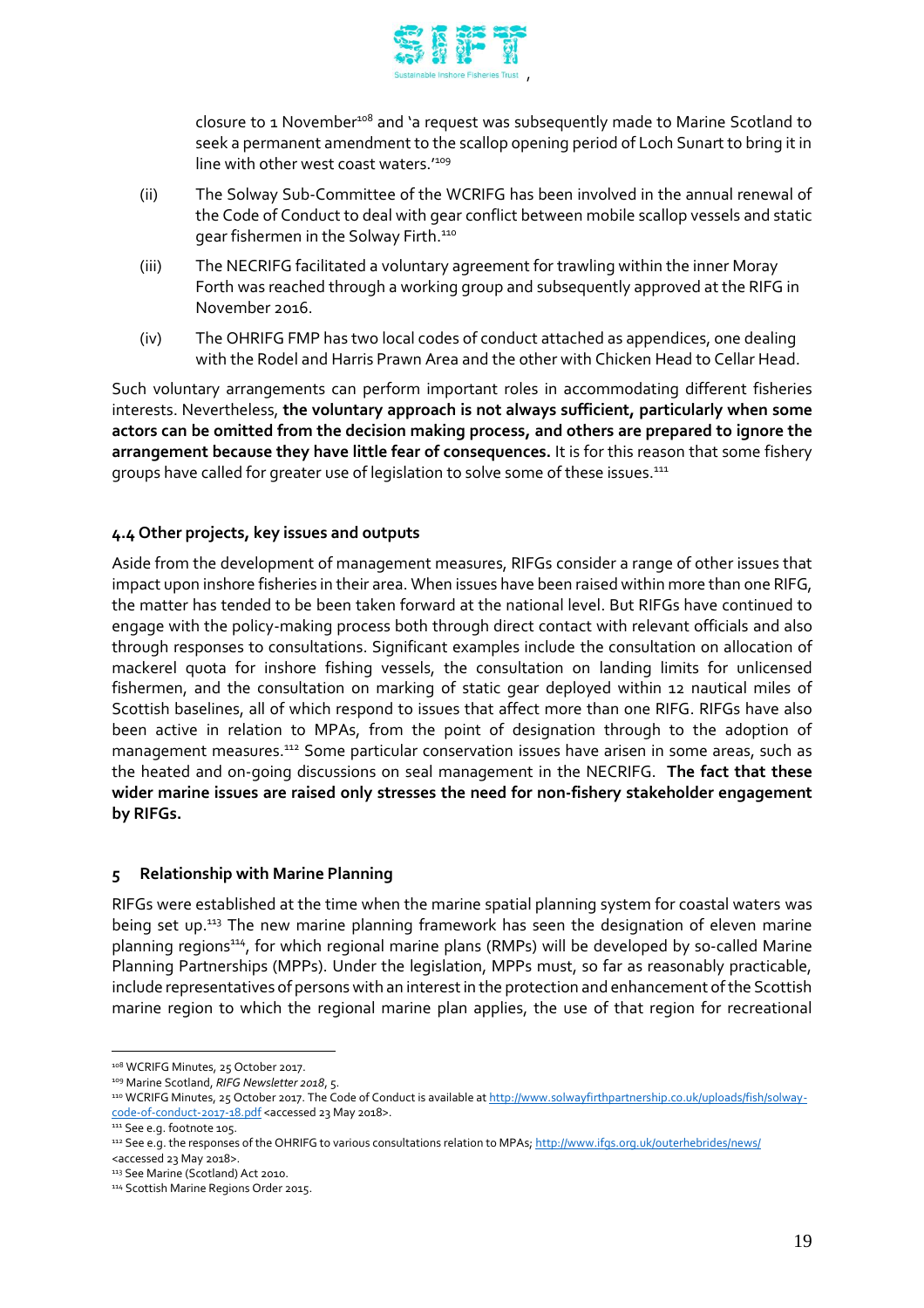closure to 1 November[108] and 'a request was subsequently made to Marine Scotland to seek a permanent amendment to the scallop opening period of Loch Sunart to bring it in line with other west coast waters.'[109]

(ii) The Solway Sub-Committee of the WCRIFG has been involved in the annual renewal of the Code of Conduct to deal with gear conflict between mobile scallop vessels and static gear fishermen in the Solway Firth.[110]

(iii) The NECRIFG facilitated a voluntary agreement for trawling within the inner Moray Forth was reached through a working group and subsequently approved at the RIFG in November 2016.

(iv) The OHRIFG FMP has two local codes of conduct attached as appendices, one dealing with the Rodel and Harris Prawn Area and the other with Chicken Head to Cellar Head.

Such voluntary arrangements can perform important roles in accommodating different fisheries interests. Nevertheless, **the voluntary approach is not always sufficient, particularly when some actors can be omitted from the decision making process, and others are prepared to ignore the arrangement because they have little fear of consequences.** It is for this reason that some fishery groups have called for greater use of legislation to solve some of these issues.[111]

### 4.4 Other projects, key issues and outputs

Aside from the development of management measures, RIFGs consider a range of other issues that impact upon inshore fisheries in their area. When issues have been raised within more than one RIFG, the matter has tended to be been taken forward at the national level. But RIFGs have continued to engage with the policy-making process both through direct contact with relevant officials and also through responses to consultations. Significant examples include the consultation on allocation of mackerel quota for inshore fishing vessels, the consultation on landing limits for unlicensed fishermen, and the consultation on marking of static gear deployed within 12 nautical miles of Scottish baselines, all of which respond to issues that affect more than one RIFG. RIFGs have also been active in relation to MPAs, from the point of designation through to the adoption of management measures.[112] Some particular conservation issues have arisen in some areas, such as the heated and on-going discussions on seal management in the NECRIFG. **The fact that these wider marine issues are raised only stresses the need for non-fishery stakeholder engagement by RIFGs.**

## 5 Relationship with Marine Planning

RIFGs were established at the time when the marine spatial planning system for coastal waters was being set up.[113] The new marine planning framework has seen the designation of eleven marine planning regions[114], for which regional marine plans (RMPs) will be developed by so-called Marine Planning Partnerships (MPPs). Under the legislation, MPPs must, so far as reasonably practicable, include representatives of persons with an interest in the protection and enhancement of the Scottish marine region to which the regional marine plan applies, the use of that region for recreational

---

[108] WCRIFG Minutes, 25 October 2017.

[109] Marine Scotland, *RIFG Newsletter 2018*, 5.

[110] WCRIFG Minutes, 25 October 2017. The Code of Conduct is available at http://www.solwayfirthpartnership.co.uk/uploads/fish/solway-code-of-conduct-2017-18.pdf <accessed 23 May 2018>.

[111] See e.g. footnote 105.

[112] See e.g. the responses of the OHRIFG to various consultations relation to MPAs; http://www.ifgs.org.uk/outerhebrides/news/ <accessed 23 May 2018>.

[113] See Marine (Scotland) Act 2010.

[114] Scottish Marine Regions Order 2015.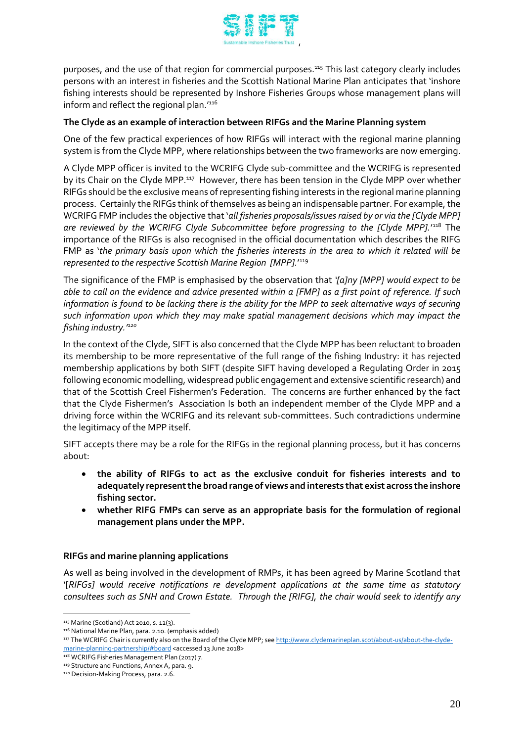purposes, and the use of that region for commercial purposes.[115] This last category clearly includes persons with an interest in fisheries and the Scottish National Marine Plan anticipates that 'inshore fishing interests should be represented by Inshore Fisheries Groups whose management plans will inform and reflect the regional plan.'[116]

**The Clyde as an example of interaction between RIFGs and the Marine Planning system**

One of the few practical experiences of how RIFGs will interact with the regional marine planning system is from the Clyde MPP, where relationships between the two frameworks are now emerging.

A Clyde MPP officer is invited to the WCRIFG Clyde sub-committee and the WCRIFG is represented by its Chair on the Clyde MPP.[117] However, there has been tension in the Clyde MPP over whether RIFGs should be the exclusive means of representing fishing interests in the regional marine planning process. Certainly the RIFGs think of themselves as being an indispensable partner. For example, the WCRIFG FMP includes the objective that '*all fisheries proposals/issues raised by or via the [Clyde MPP] are reviewed by the WCRIFG Clyde Subcommittee before progressing to the [Clyde MPP].*'[118] The importance of the RIFGs is also recognised in the official documentation which describes the RIFG FMP as '*the primary basis upon which the fisheries interests in the area to which it related will be represented to the respective Scottish Marine Region [MPP].*'[119]

The significance of the FMP is emphasised by the observation that *'[a]ny [MPP] would expect to be able to call on the evidence and advice presented within a [FMP] as a first point of reference. If such information is found to be lacking there is the ability for the MPP to seek alternative ways of securing such information upon which they may make spatial management decisions which may impact the fishing industry.'*[120]

In the context of the Clyde, SIFT is also concerned that the Clyde MPP has been reluctant to broaden its membership to be more representative of the full range of the fishing Industry: it has rejected membership applications by both SIFT (despite SIFT having developed a Regulating Order in 2015 following economic modelling, widespread public engagement and extensive scientific research) and that of the Scottish Creel Fishermen's Federation. The concerns are further enhanced by the fact that the Clyde Fishermen's Association Is both an independent member of the Clyde MPP and a driving force within the WCRIFG and its relevant sub-committees. Such contradictions undermine the legitimacy of the MPP itself.

SIFT accepts there may be a role for the RIFGs in the regional planning process, but it has concerns about:

- **the ability of RIFGs to act as the exclusive conduit for fisheries interests and to adequately represent the broad range of views and interests that exist across the inshore fishing sector.**
- **whether RIFG FMPs can serve as an appropriate basis for the formulation of regional management plans under the MPP.**

**RIFGs and marine planning applications**

As well as being involved in the development of RMPs, it has been agreed by Marine Scotland that '*[RIFGs] would receive notifications re development applications at the same time as statutory consultees such as SNH and Crown Estate. Through the [RIFG], the chair would seek to identify any*

---

[115] Marine (Scotland) Act 2010, s. 12(3).

[116] National Marine Plan, para. 2.10. (emphasis added)

[117] The WCRIFG Chair is currently also on the Board of the Clyde MPP; see http://www.clydemarineplan.scot/about-us/about-the-clyde-marine-planning-partnership/#board <accessed 13 June 2018>

[118] WCRIFG Fisheries Management Plan (2017) 7.

[119] Structure and Functions, Annex A, para. 9.

[120] Decision-Making Process, para. 2.6.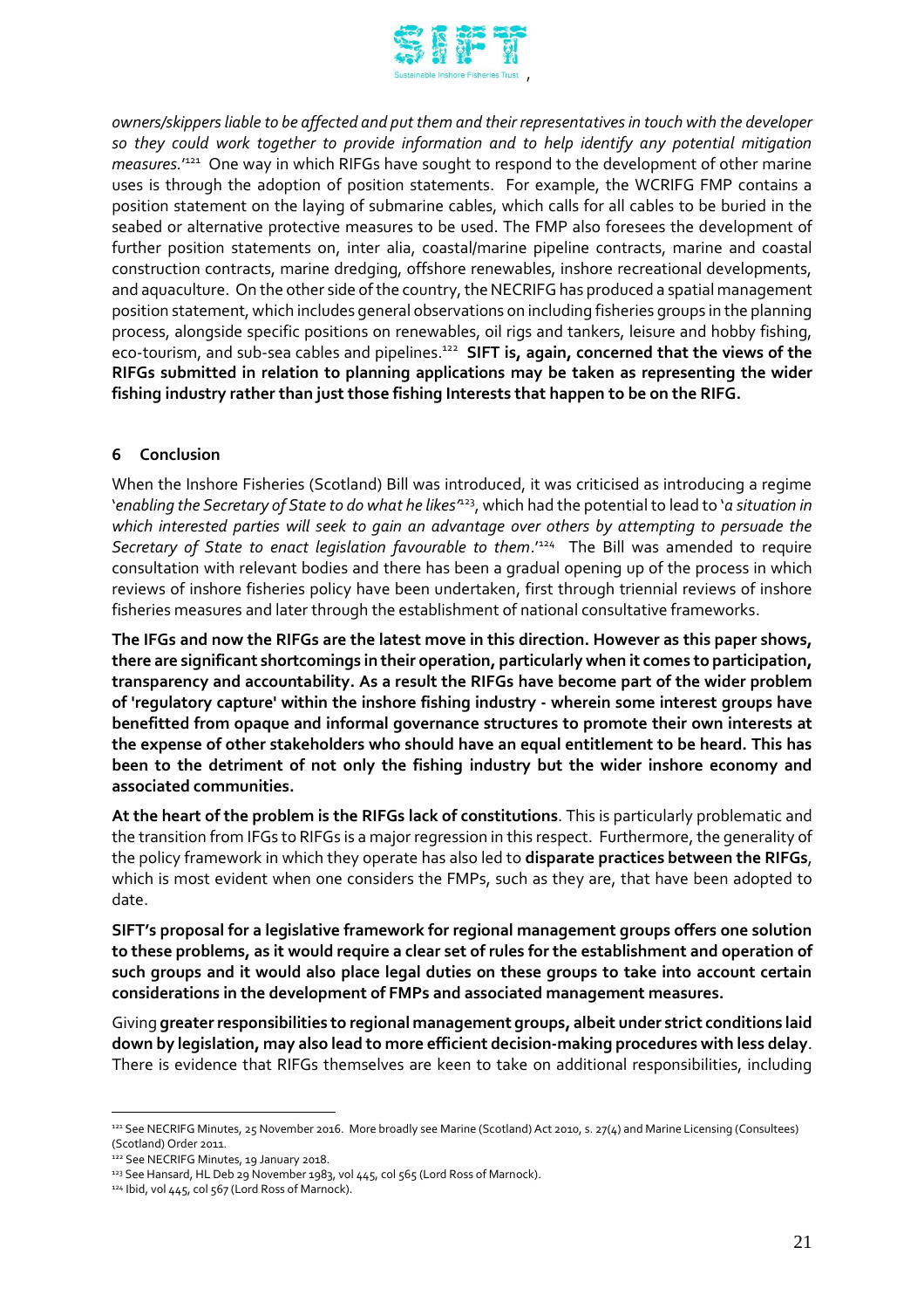*owners/skippers liable to be affected and put them and their representatives in touch with the developer so they could work together to provide information and to help identify any potential mitigation measures.*'[121] One way in which RIFGs have sought to respond to the development of other marine uses is through the adoption of position statements. For example, the WCRIFG FMP contains a position statement on the laying of submarine cables, which calls for all cables to be buried in the seabed or alternative protective measures to be used. The FMP also foresees the development of further position statements on, inter alia, coastal/marine pipeline contracts, marine and coastal construction contracts, marine dredging, offshore renewables, inshore recreational developments, and aquaculture. On the other side of the country, the NECRIFG has produced a spatial management position statement, which includes general observations on including fisheries groups in the planning process, alongside specific positions on renewables, oil rigs and tankers, leisure and hobby fishing, eco-tourism, and sub-sea cables and pipelines.[122] **SIFT is, again, concerned that the views of the RIFGs submitted in relation to planning applications may be taken as representing the wider fishing industry rather than just those fishing Interests that happen to be on the RIFG.**

## 6 Conclusion

When the Inshore Fisheries (Scotland) Bill was introduced, it was criticised as introducing a regime '*enabling the Secretary of State to do what he likes*'[123], which had the potential to lead to '*a situation in which interested parties will seek to gain an advantage over others by attempting to persuade the Secretary of State to enact legislation favourable to them*.'[124] The Bill was amended to require consultation with relevant bodies and there has been a gradual opening up of the process in which reviews of inshore fisheries policy have been undertaken, first through triennial reviews of inshore fisheries measures and later through the establishment of national consultative frameworks.

**The IFGs and now the RIFGs are the latest move in this direction. However as this paper shows, there are significant shortcomings in their operation, particularly when it comes to participation, transparency and accountability. As a result the RIFGs have become part of the wider problem of 'regulatory capture' within the inshore fishing industry - wherein some interest groups have benefitted from opaque and informal governance structures to promote their own interests at the expense of other stakeholders who should have an equal entitlement to be heard. This has been to the detriment of not only the fishing industry but the wider inshore economy and associated communities.**

**At the heart of the problem is the RIFGs lack of constitutions**. This is particularly problematic and the transition from IFGs to RIFGs is a major regression in this respect. Furthermore, the generality of the policy framework in which they operate has also led to **disparate practices between the RIFGs**, which is most evident when one considers the FMPs, such as they are, that have been adopted to date.

**SIFT's proposal for a legislative framework for regional management groups offers one solution to these problems, as it would require a clear set of rules for the establishment and operation of such groups and it would also place legal duties on these groups to take into account certain considerations in the development of FMPs and associated management measures.**

Giving **greater responsibilities to regional management groups, albeit under strict conditions laid down by legislation, may also lead to more efficient decision-making procedures with less delay**. There is evidence that RIFGs themselves are keen to take on additional responsibilities, including

---

[121] See NECRIFG Minutes, 25 November 2016. More broadly see Marine (Scotland) Act 2010, s. 27(4) and Marine Licensing (Consultees) (Scotland) Order 2011.

[122] See NECRIFG Minutes, 19 January 2018.

[123] See Hansard, HL Deb 29 November 1983, vol 445, col 565 (Lord Ross of Marnock).

[124] Ibid, vol 445, col 567 (Lord Ross of Marnock).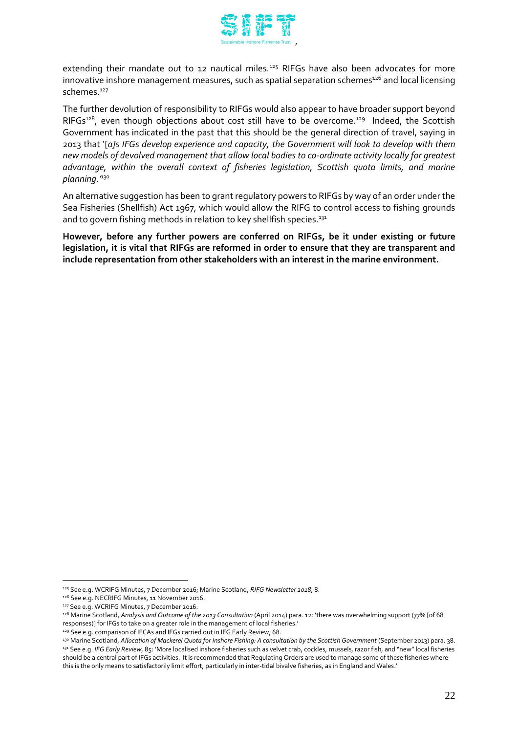extending their mandate out to 12 nautical miles.[125] RIFGs have also been advocates for more innovative inshore management measures, such as spatial separation schemes[126] and local licensing schemes.[127]

The further devolution of responsibility to RIFGs would also appear to have broader support beyond RIFGs[128], even though objections about cost still have to be overcome.[129] Indeed, the Scottish Government has indicated in the past that this should be the general direction of travel, saying in 2013 that '*[a]s IFGs develop experience and capacity, the Government will look to develop with them new models of devolved management that allow local bodies to co-ordinate activity locally for greatest advantage, within the overall context of fisheries legislation, Scottish quota limits, and marine planning.*'[130]

An alternative suggestion has been to grant regulatory powers to RIFGs by way of an order under the Sea Fisheries (Shellfish) Act 1967, which would allow the RIFG to control access to fishing grounds and to govern fishing methods in relation to key shellfish species.[131]

**However, before any further powers are conferred on RIFGs, be it under existing or future legislation, it is vital that RIFGs are reformed in order to ensure that they are transparent and include representation from other stakeholders with an interest in the marine environment.**

---

[125] See e.g. WCRIFG Minutes, 7 December 2016; Marine Scotland, *RIFG Newsletter 2018*, 8.

[126] See e.g. NECRIFG Minutes, 11 November 2016.

[127] See e.g. WCRIFG Minutes, 7 December 2016.

[128] Marine Scotland, *Analysis and Outcome of the 2013 Consultation* (April 2014) para. 12: 'there was overwhelming support (77% [of 68 responses)] for IFGs to take on a greater role in the management of local fisheries.'

[129] See e.g. comparison of IFCAs and IFGs carried out in IFG Early Review, 68.

[130] Marine Scotland, *Allocation of Mackerel Quota for Inshore Fishing: A consultation by the Scottish Government* (September 2013) para. 38.

[131] See e.g. *IFG Early Review*, 85: 'More localised inshore fisheries such as velvet crab, cockles, mussels, razor fish, and "new" local fisheries should be a central part of IFGs activities. It is recommended that Regulating Orders are used to manage some of these fisheries where this is the only means to satisfactorily limit effort, particularly in inter-tidal bivalve fisheries, as in England and Wales.'